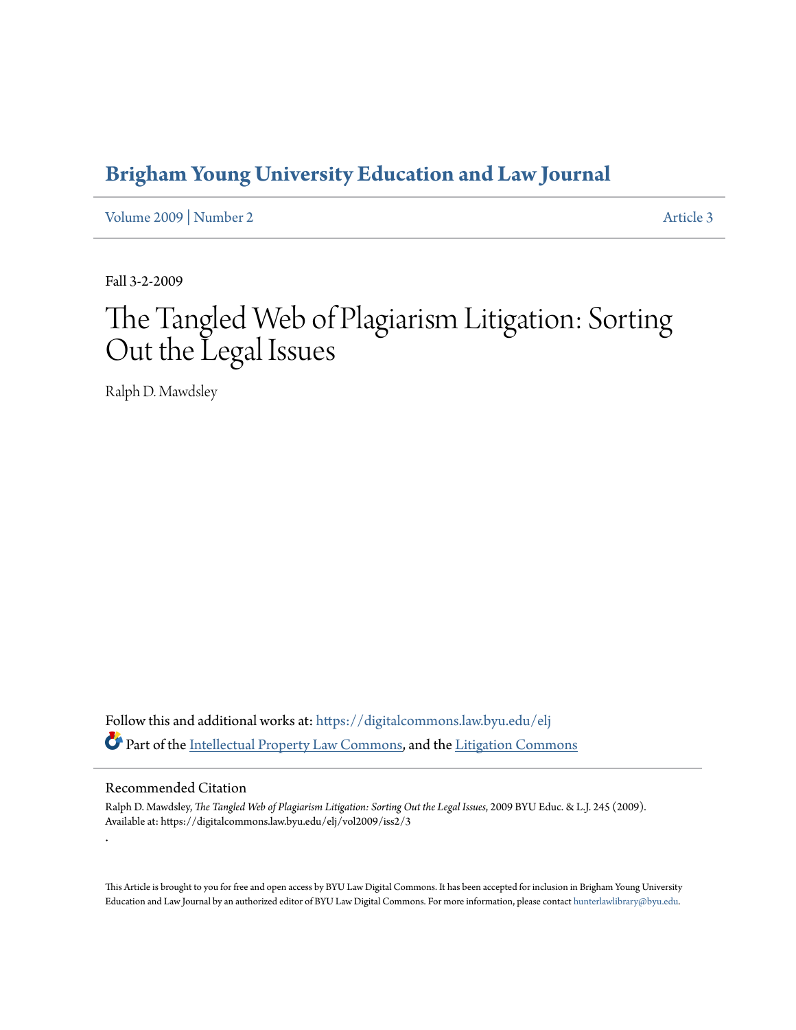# Brigham Young University Education and Law Journal

Volume 2009 | Number 2 Article 3

Fall 3-2-2009

# The Tangled Web of Plagiarism Litigation: Sorting Out the Legal Issues

Ralph D. Mawdsley

Follow this and additional works at: https://digitalcommons.law.byu.edu/elj

Part of the Intellectual Property Law Commons, and the Litigation Commons

## Recommended Citation

Ralph D. Mawdsley, *The Tangled Web of Plagiarism Litigation: Sorting Out the Legal Issues*, 2009 BYU Educ. & L.J. 245 (2009).
Available at: https://digitalcommons.law.byu.edu/elj/vol2009/iss2/3

.

This Article is brought to you for free and open access by BYU Law Digital Commons. It has been accepted for inclusion in Brigham Young University Education and Law Journal by an authorized editor of BYU Law Digital Commons. For more information, please contact hunterlawlibrary@byu.edu.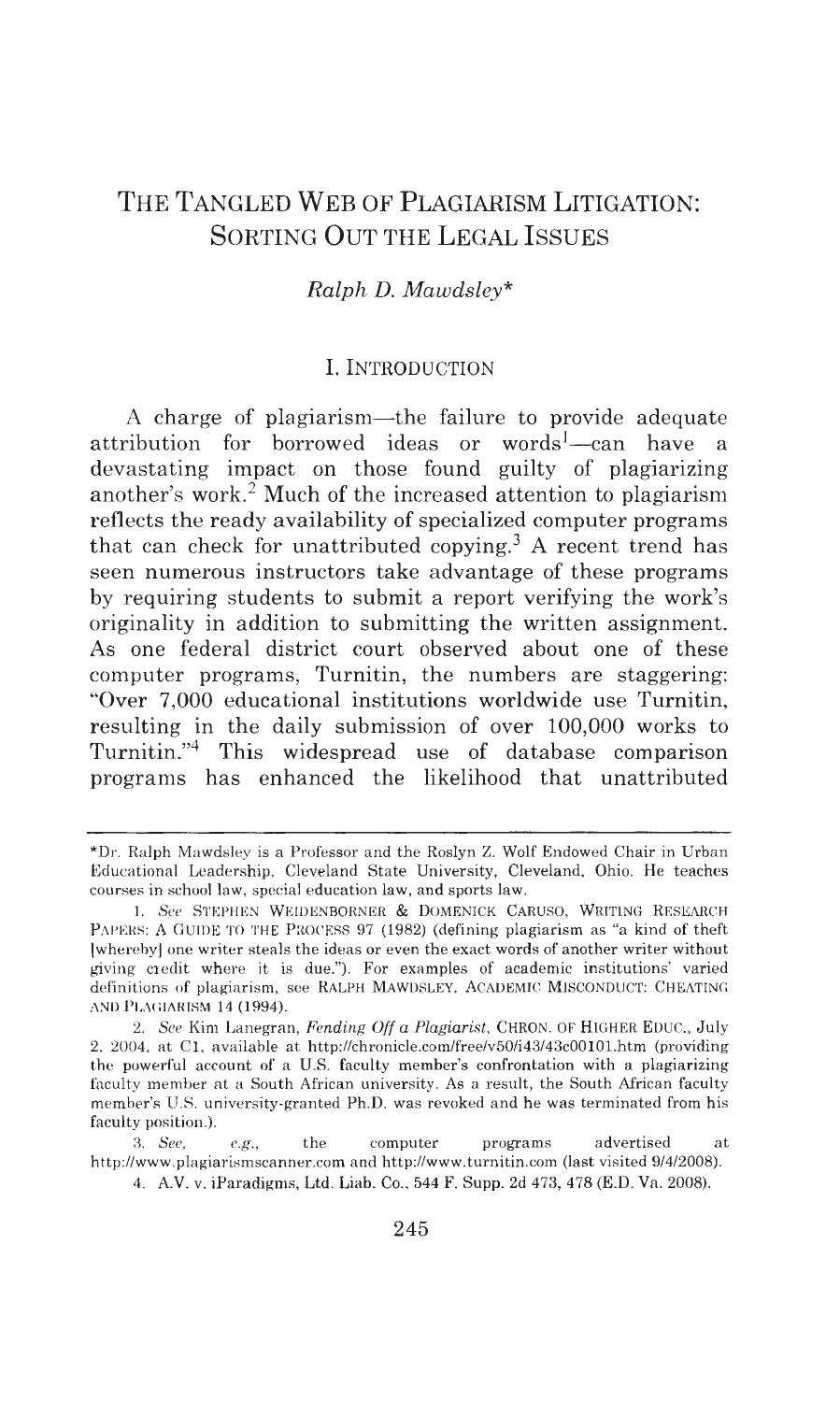# The Tangled Web of Plagiarism Litigation: Sorting Out the Legal Issues

*Ralph D. Mawdsley*\*

## I. Introduction

A charge of plagiarism—the failure to provide adequate attribution for borrowed ideas or words[1]—can have a devastating impact on those found guilty of plagiarizing another's work.[2] Much of the increased attention to plagiarism reflects the ready availability of specialized computer programs that can check for unattributed copying.[3] A recent trend has seen numerous instructors take advantage of these programs by requiring students to submit a report verifying the work's originality in addition to submitting the written assignment. As one federal district court observed about one of these computer programs, Turnitin, the numbers are staggering: "Over 7,000 educational institutions worldwide use Turnitin, resulting in the daily submission of over 100,000 works to Turnitin."[4] This widespread use of database comparison programs has enhanced the likelihood that unattributed

---

\*Dr. Ralph Mawdsley is a Professor and the Roslyn Z. Wolf Endowed Chair in Urban Educational Leadership, Cleveland State University, Cleveland, Ohio. He teaches courses in school law, special education law, and sports law.

1. *See* STEPHEN WEIDENBORNER & DOMENICK CARUSO, WRITING RESEARCH PAPERS: A GUIDE TO THE PROCESS 97 (1982) (defining plagiarism as "a kind of theft [whereby] one writer steals the ideas or even the exact words of another writer without giving credit where it is due."). For examples of academic institutions' varied definitions of plagiarism, see RALPH MAWDSLEY, ACADEMIC MISCONDUCT: CHEATING AND PLAGIARISM 14 (1994).

2. *See* Kim Lanegran, *Fending Off a Plagiarist*, CHRON. OF HIGHER EDUC., July 2, 2004, at C1, available at http://chronicle.com/free/v50/i43/43c00101.htm (providing the powerful account of a U.S. faculty member's confrontation with a plagiarizing faculty member at a South African university. As a result, the South African faculty member's U.S. university-granted Ph.D. was revoked and he was terminated from his faculty position.).

3. *See, e.g.*, the computer programs advertised at http://www.plagiarismscanner.com and http://www.turnitin.com (last visited 9/4/2008).

4. A.V. v. iParadigms, Ltd. Liab. Co., 544 F. Supp. 2d 473, 478 (E.D. Va. 2008).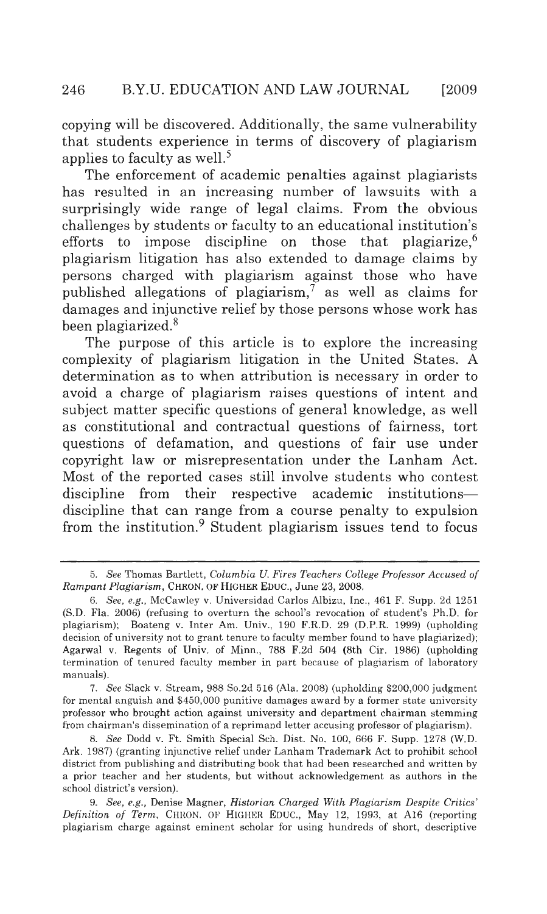copying will be discovered. Additionally, the same vulnerability that students experience in terms of discovery of plagiarism applies to faculty as well.[5]

The enforcement of academic penalties against plagiarists has resulted in an increasing number of lawsuits with a surprisingly wide range of legal claims. From the obvious challenges by students or faculty to an educational institution's efforts to impose discipline on those that plagiarize,[6] plagiarism litigation has also extended to damage claims by persons charged with plagiarism against those who have published allegations of plagiarism,[7] as well as claims for damages and injunctive relief by those persons whose work has been plagiarized.[8]

The purpose of this article is to explore the increasing complexity of plagiarism litigation in the United States. A determination as to when attribution is necessary in order to avoid a charge of plagiarism raises questions of intent and subject matter specific questions of general knowledge, as well as constitutional and contractual questions of fairness, tort questions of defamation, and questions of fair use under copyright law or misrepresentation under the Lanham Act. Most of the reported cases still involve students who contest discipline from their respective academic institutions—discipline that can range from a course penalty to expulsion from the institution.[9] Student plagiarism issues tend to focus

---

5. *See* Thomas Bartlett, *Columbia U. Fires Teachers College Professor Accused of Rampant Plagiarism*, CHRON. OF HIGHER EDUC., June 23, 2008.

6. *See, e.g.*, McCawley v. Universidad Carlos Albizu, Inc., 461 F. Supp. 2d 1251 (S.D. Fla. 2006) (refusing to overturn the school's revocation of student's Ph.D. for plagiarism); Boateng v. Inter Am. Univ., 190 F.R.D. 29 (D.P.R. 1999) (upholding decision of university not to grant tenure to faculty member found to have plagiarized); Agarwal v. Regents of Univ. of Minn., 788 F.2d 504 (8th Cir. 1986) (upholding termination of tenured faculty member in part because of plagiarism of laboratory manuals).

7. *See* Slack v. Stream, 988 So.2d 516 (Ala. 2008) (upholding $200,000 judgment for mental anguish and $450,000 punitive damages award by a former state university professor who brought action against university and department chairman stemming from chairman's dissemination of a reprimand letter accusing professor of plagiarism).

8. *See* Dodd v. Ft. Smith Special Sch. Dist. No. 100, 666 F. Supp. 1278 (W.D. Ark. 1987) (granting injunctive relief under Lanham Trademark Act to prohibit school district from publishing and distributing book that had been researched and written by a prior teacher and her students, but without acknowledgement as authors in the school district's version).

9. *See, e.g.*, Denise Magner, *Historian Charged With Plagiarism Despite Critics' Definition of Term*, CHRON. OF HIGHER EDUC., May 12, 1993, at A16 (reporting plagiarism charge against eminent scholar for using hundreds of short, descriptive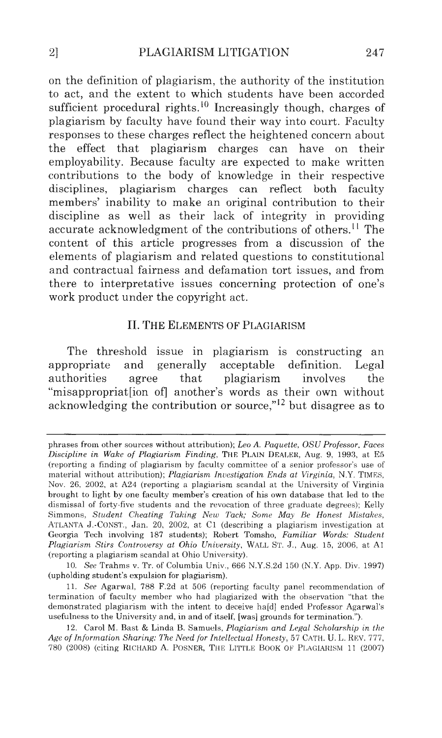on the definition of plagiarism, the authority of the institution to act, and the extent to which students have been accorded sufficient procedural rights.[10] Increasingly though, charges of plagiarism by faculty have found their way into court. Faculty responses to these charges reflect the heightened concern about the effect that plagiarism charges can have on their employability. Because faculty are expected to make written contributions to the body of knowledge in their respective disciplines, plagiarism charges can reflect both faculty members' inability to make an original contribution to their discipline as well as their lack of integrity in providing accurate acknowledgment of the contributions of others.[11] The content of this article progresses from a discussion of the elements of plagiarism and related questions to constitutional and contractual fairness and defamation tort issues, and from there to interpretative issues concerning protection of one's work product under the copyright act.

## II. THE ELEMENTS OF PLAGIARISM

The threshold issue in plagiarism is constructing an appropriate and generally acceptable definition. Legal authorities agree that plagiarism involves the "misappropriat[ion of] another's words as their own without acknowledging the contribution or source,"[12] but disagree as to

---

phrases from other sources without attribution); *Leo A. Paquette, OSU Professor, Faces Discipline in Wake of Plagiarism Finding*, THE PLAIN DEALER, Aug. 9, 1993, at E5 (reporting a finding of plagiarism by faculty committee of a senior professor's use of material without attribution); *Plagiarism Investigation Ends at Virginia*, N.Y. TIMES, Nov. 26, 2002, at A24 (reporting a plagiarism scandal at the University of Virginia brought to light by one faculty member's creation of his own database that led to the dismissal of forty-five students and the revocation of three graduate degrees); Kelly Simmons, *Student Cheating Taking New Tack; Some May Be Honest Mistakes*, ATLANTA J.-CONST., Jan. 20, 2002, at C1 (describing a plagiarism investigation at Georgia Tech involving 187 students); Robert Tomsho, *Familiar Words: Student Plagiarism Stirs Controversy at Ohio University*, WALL ST. J., Aug. 15, 2006, at A1 (reporting a plagiarism scandal at Ohio University).

10. *See* Trahms v. Tr. of Columbia Univ., 666 N.Y.S.2d 150 (N.Y. App. Div. 1997) (upholding student's expulsion for plagiarism).

11. *See* Agarwal, 788 F.2d at 506 (reporting faculty panel recommendation of termination of faculty member who had plagiarized with the observation "that the demonstrated plagiarism with the intent to deceive ha[d] ended Professor Agarwal's usefulness to the University and, in and of itself, [was] grounds for termination.").

12. Carol M. Bast & Linda B. Samuels, *Plagiarism and Legal Scholarship in the Age of Information Sharing: The Need for Intellectual Honesty*, 57 CATH. U. L. REV. 777, 780 (2008) (citing RICHARD A. POSNER, THE LITTLE BOOK OF PLAGIARISM 11 (2007)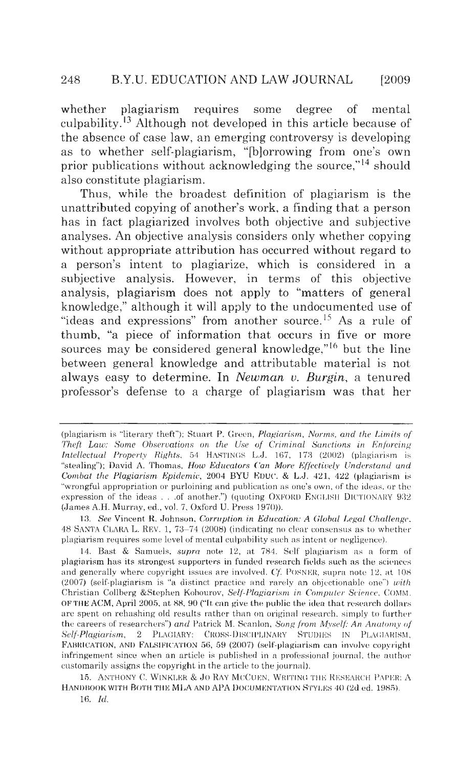whether plagiarism requires some degree of mental culpability.[13] Although not developed in this article because of the absence of case law, an emerging controversy is developing as to whether self-plagiarism, "[b]orrowing from one's own prior publications without acknowledging the source,"[14] should also constitute plagiarism.

Thus, while the broadest definition of plagiarism is the unattributed copying of another's work, a finding that a person has in fact plagiarized involves both objective and subjective analyses. An objective analysis considers only whether copying without appropriate attribution has occurred without regard to a person's intent to plagiarize, which is considered in a subjective analysis. However, in terms of this objective analysis, plagiarism does not apply to "matters of general knowledge," although it will apply to the undocumented use of "ideas and expressions" from another source.[15] As a rule of thumb, "a piece of information that occurs in five or more sources may be considered general knowledge,"[16] but the line between general knowledge and attributable material is not always easy to determine. In *Newman v. Burgin*, a tenured professor's defense to a charge of plagiarism was that her

---

(plagiarism is "literary theft"); Stuart P. Green, *Plagiarism, Norms, and the Limits of Theft Law: Some Observations on the Use of Criminal Sanctions in Enforcing Intellectual Property Rights*, 54 HASTINGS L.J. 167, 173 (2002) (plagiarism is "stealing"); David A. Thomas, *How Educators Can More Effectively Understand and Combat the Plagiarism Epidemic*, 2004 BYU EDUC. & L.J. 421, 422 (plagiarism is "wrongful appropriation or purloining and publication as one's own, of the ideas, or the expression of the ideas . . .of another.") (quoting OXFORD ENGLISH DICTIONARY 932 (James A.H. Murray, ed., vol. 7, Oxford U. Press 1970)).

13. *See* Vincent R. Johnson, *Corruption in Education: A Global Legal Challenge*, 48 SANTA CLARA L. REV. 1, 73–74 (2008) (indicating no clear consensus as to whether plagiarism requires some level of mental culpability such as intent or negligence).

14. Bast & Samuels, *supra* note 12, at 784. Self plagiarism as a form of plagiarism has its strongest supporters in funded research fields such as the sciences and generally where copyright issues are involved. *Cf.* POSNER, supra note 12, at 108 (2007) (self-plagiarism is "a distinct practice and rarely an objectionable one") *with* Christian Collberg &Stephen Kobourov, *Self-Plagiarism in Computer Science*, COMM. OF THE ACM, April 2005, at 88, 90 ("It can give the public the idea that research dollars are spent on rehashing old results rather than on original research, simply to further the careers of researchers") *and* Patrick M. Scanlon, *Song from Myself: An Anatomy of Self-Plagiarism*, 2 PLAGIARY: CROSS-DISCIPLINARY STUDIES IN PLAGIARISM, FABRICATION, AND FALSIFICATION 56, 59 (2007) (self-plagiarism can involve copyright infringement since when an article is published in a professional journal, the author customarily assigns the copyright in the article to the journal).

15. ANTHONY C. WINKLER & JO RAY MCCUEN, WRITING THE RESEARCH PAPER: A HANDBOOK WITH BOTH THE MLA AND APA DOCUMENTATION STYLES 40 (2d ed. 1985).

16. *Id.*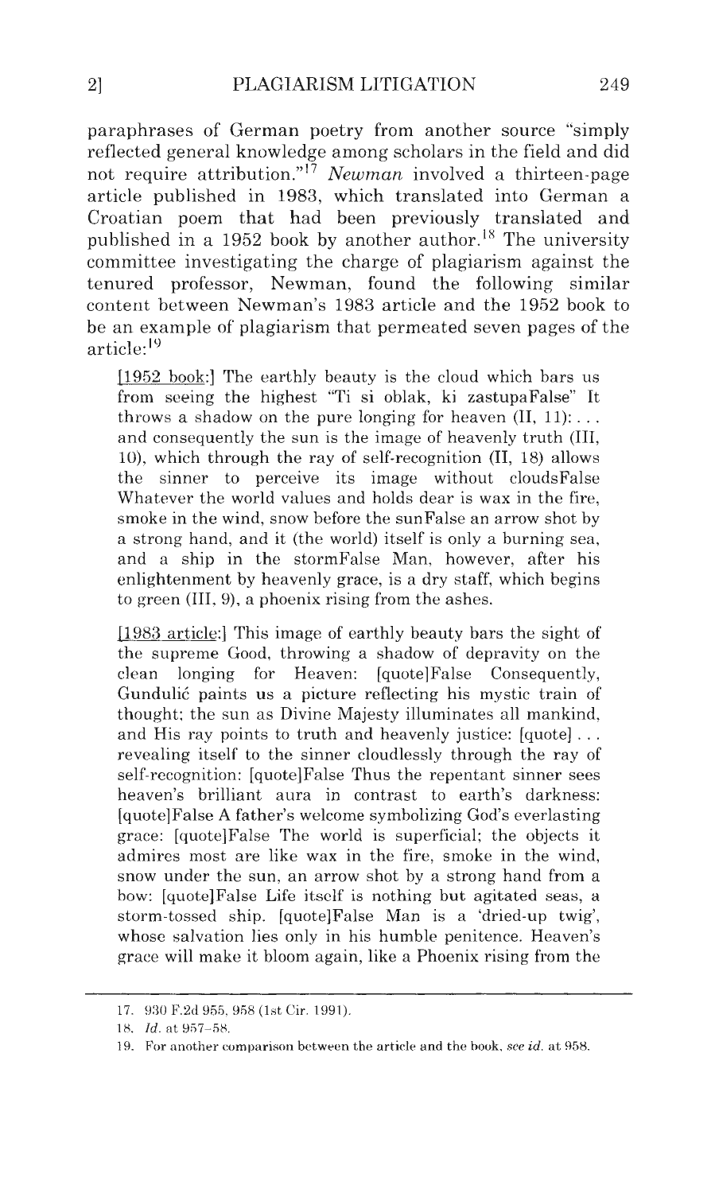paraphrases of German poetry from another source "simply reflected general knowledge among scholars in the field and did not require attribution."[17] *Newman* involved a thirteen-page article published in 1983, which translated into German a Croatian poem that had been previously translated and published in a 1952 book by another author.[18] The university committee investigating the charge of plagiarism against the tenured professor, Newman, found the following similar content between Newman's 1983 article and the 1952 book to be an example of plagiarism that permeated seven pages of the article:[19]

> [1952 book:] The earthly beauty is the cloud which bars us from seeing the highest "Ti si oblak, ki zastupaFalse" It throws a shadow on the pure longing for heaven (II, 11): . . . and consequently the sun is the image of heavenly truth (III, 10), which through the ray of self-recognition (II, 18) allows the sinner to perceive its image without cloudsFalse Whatever the world values and holds dear is wax in the fire, smoke in the wind, snow before the sunFalse an arrow shot by a strong hand, and it (the world) itself is only a burning sea, and a ship in the stormFalse Man, however, after his enlightenment by heavenly grace, is a dry staff, which begins to green (III, 9), a phoenix rising from the ashes.
>
> [1983 article:] This image of earthly beauty bars the sight of the supreme Good, throwing a shadow of depravity on the clean longing for Heaven: [quote]False Consequently, Gundulić paints us a picture reflecting his mystic train of thought; the sun as Divine Majesty illuminates all mankind, and His ray points to truth and heavenly justice: [quote] . . . revealing itself to the sinner cloudlessly through the ray of self-recognition: [quote]False Thus the repentant sinner sees heaven's brilliant aura in contrast to earth's darkness: [quote]False A father's welcome symbolizing God's everlasting grace: [quote]False The world is superficial; the objects it admires most are like wax in the fire, smoke in the wind, snow under the sun, an arrow shot by a strong hand from a bow: [quote]False Life itself is nothing but agitated seas, a storm-tossed ship. [quote]False Man is a 'dried-up twig', whose salvation lies only in his humble penitence. Heaven's grace will make it bloom again, like a Phoenix rising from the

---

17. 930 F.2d 955, 958 (1st Cir. 1991).

18. *Id.* at 957–58.

19. For another comparison between the article and the book, *see id.* at 958.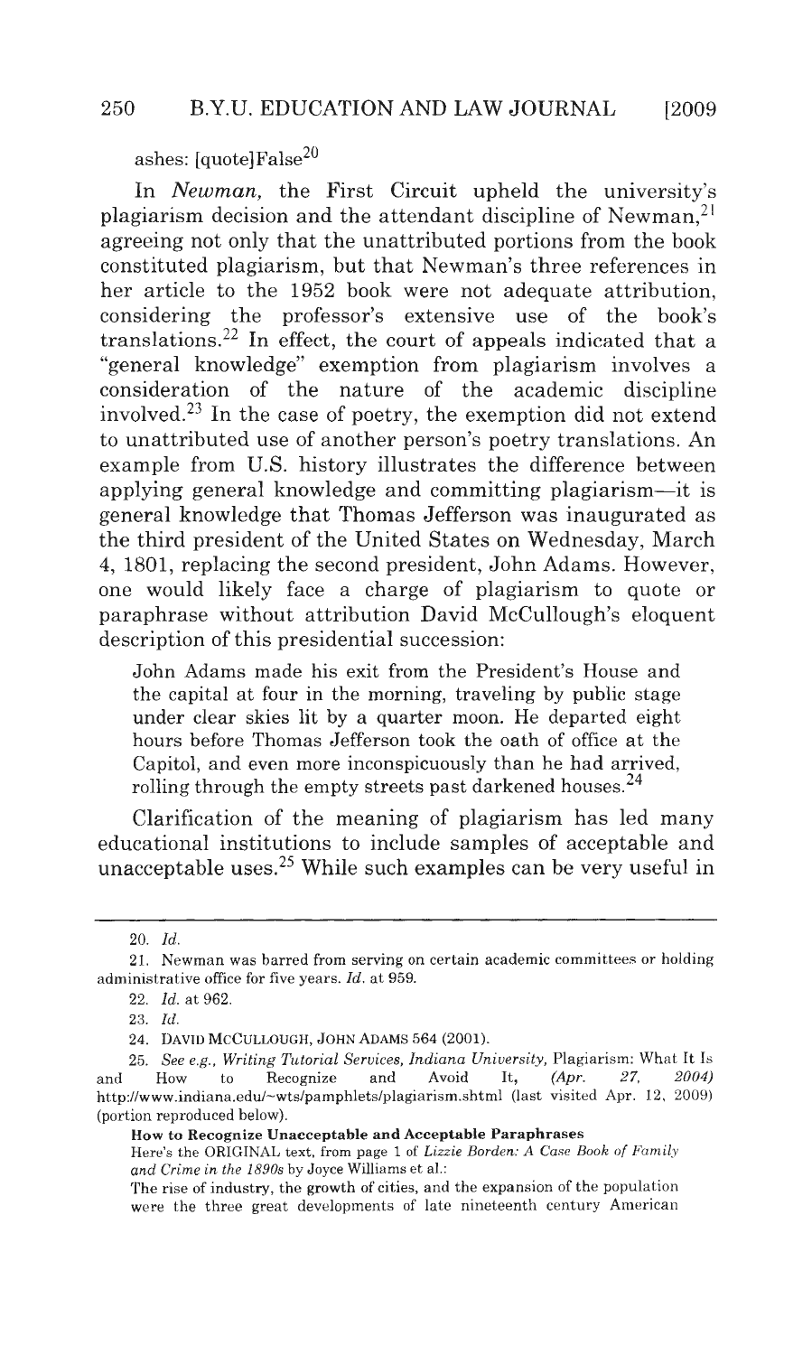ashes: [quote]False[20]

In *Newman*, the First Circuit upheld the university's plagiarism decision and the attendant discipline of Newman,[21] agreeing not only that the unattributed portions from the book constituted plagiarism, but that Newman's three references in her article to the 1952 book were not adequate attribution, considering the professor's extensive use of the book's translations.[22] In effect, the court of appeals indicated that a "general knowledge" exemption from plagiarism involves a consideration of the nature of the academic discipline involved.[23] In the case of poetry, the exemption did not extend to unattributed use of another person's poetry translations. An example from U.S. history illustrates the difference between applying general knowledge and committing plagiarism—it is general knowledge that Thomas Jefferson was inaugurated as the third president of the United States on Wednesday, March 4, 1801, replacing the second president, John Adams. However, one would likely face a charge of plagiarism to quote or paraphrase without attribution David McCullough's eloquent description of this presidential succession:

> John Adams made his exit from the President's House and the capital at four in the morning, traveling by public stage under clear skies lit by a quarter moon. He departed eight hours before Thomas Jefferson took the oath of office at the Capitol, and even more inconspicuously than he had arrived, rolling through the empty streets past darkened houses.[24]

Clarification of the meaning of plagiarism has led many educational institutions to include samples of acceptable and unacceptable uses.[25] While such examples can be very useful in

---

20. *Id.*

21. Newman was barred from serving on certain academic committees or holding administrative office for five years. *Id.* at 959.

22. *Id.* at 962.

23. *Id.*

24. DAVID MCCULLOUGH, JOHN ADAMS 564 (2001).

25. *See e.g., Writing Tutorial Services, Indiana University,* Plagiarism: What It Is and How to Recognize and Avoid It, *(Apr. 27, 2004)* http://www.indiana.edu/~wts/pamphlets/plagiarism.shtml (last visited Apr. 12, 2009) (portion reproduced below).

**How to Recognize Unacceptable and Acceptable Paraphrases**

Here's the ORIGINAL text, from page 1 of *Lizzie Borden: A Case Book of Family and Crime in the 1890s* by Joyce Williams et al.:

The rise of industry, the growth of cities, and the expansion of the population were the three great developments of late nineteenth century American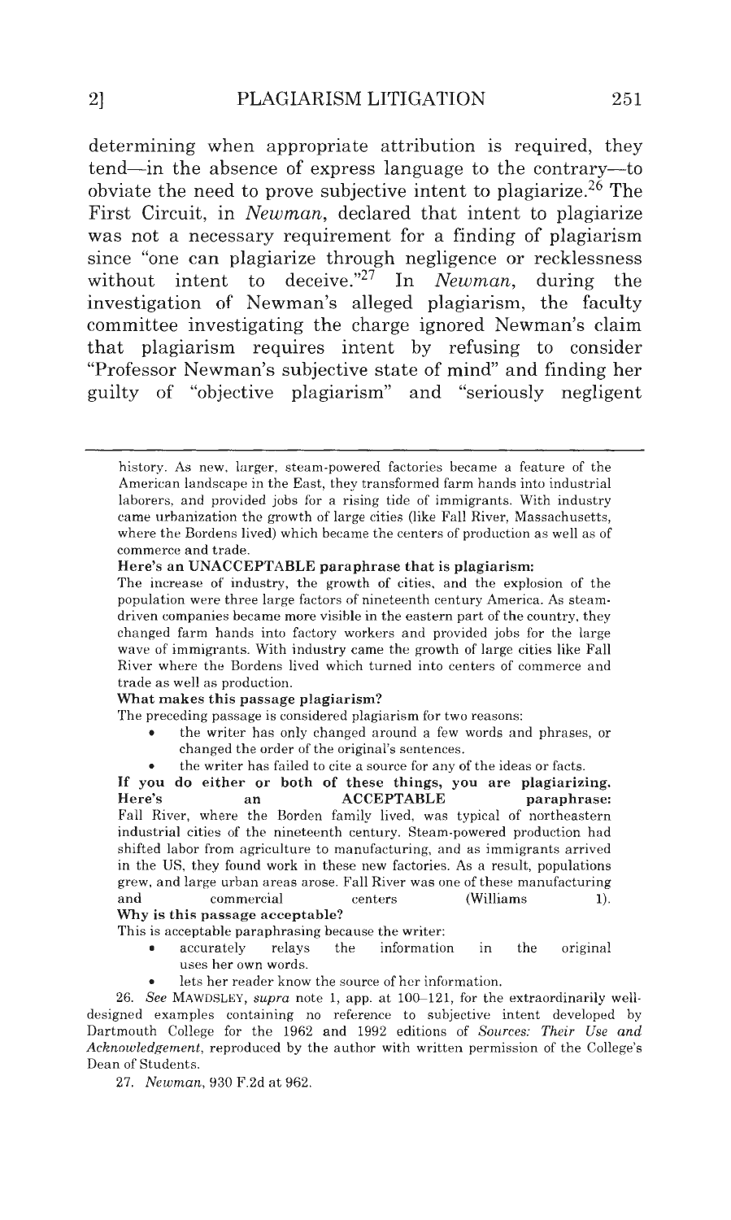determining when appropriate attribution is required, they tend—in the absence of express language to the contrary—to obviate the need to prove subjective intent to plagiarize.[26] The First Circuit, in *Newman*, declared that intent to plagiarize was not a necessary requirement for a finding of plagiarism since "one can plagiarize through negligence or recklessness without intent to deceive."[27] In *Newman*, during the investigation of Newman's alleged plagiarism, the faculty committee investigating the charge ignored Newman's claim that plagiarism requires intent by refusing to consider "Professor Newman's subjective state of mind" and finding her guilty of "objective plagiarism" and "seriously negligent

---

history. As new, larger, steam-powered factories became a feature of the American landscape in the East, they transformed farm hands into industrial laborers, and provided jobs for a rising tide of immigrants. With industry came urbanization the growth of large cities (like Fall River, Massachusetts, where the Bordens lived) which became the centers of production as well as of commerce and trade.

**Here's an UNACCEPTABLE paraphrase that is plagiarism:**

The increase of industry, the growth of cities, and the explosion of the population were three large factors of nineteenth century America. As steam-driven companies became more visible in the eastern part of the country, they changed farm hands into factory workers and provided jobs for the large wave of immigrants. With industry came the growth of large cities like Fall River where the Bordens lived which turned into centers of commerce and trade as well as production.

**What makes this passage plagiarism?**

The preceding passage is considered plagiarism for two reasons:

- the writer has only changed around a few words and phrases, or changed the order of the original's sentences.
- the writer has failed to cite a source for any of the ideas or facts.

**If you do either or both of these things, you are plagiarizing. Here's an ACCEPTABLE paraphrase:**

Fall River, where the Borden family lived, was typical of northeastern industrial cities of the nineteenth century. Steam-powered production had shifted labor from agriculture to manufacturing, and as immigrants arrived in the US, they found work in these new factories. As a result, populations grew, and large urban areas arose. Fall River was one of these manufacturing and commercial centers (Williams 1).

**Why is this passage acceptable?**

This is acceptable paraphrasing because the writer:

- accurately relays the information in the original uses her own words.
- lets her reader know the source of her information.

26. *See* MAWDSLEY, *supra* note 1, app. at 100–121, for the extraordinarily well-designed examples containing no reference to subjective intent developed by Dartmouth College for the 1962 and 1992 editions of *Sources: Their Use and Acknowledgement*, reproduced by the author with written permission of the College's Dean of Students.

27. *Newman*, 930 F.2d at 962.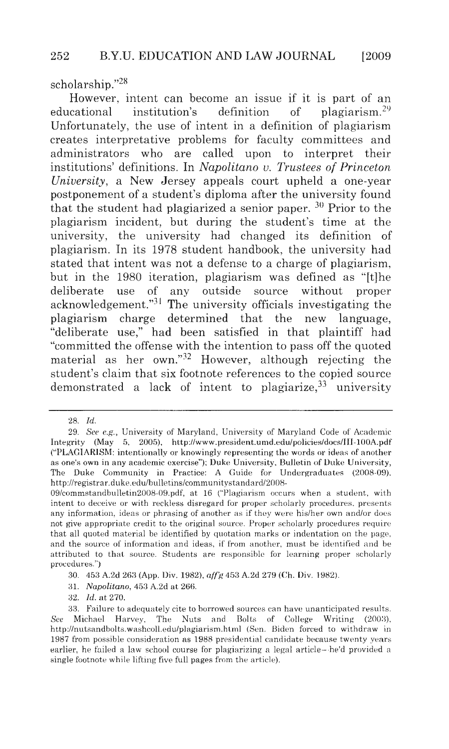scholarship."[28]

However, intent can become an issue if it is part of an educational institution's definition of plagiarism.[29] Unfortunately, the use of intent in a definition of plagiarism creates interpretative problems for faculty committees and administrators who are called upon to interpret their institutions' definitions. In *Napolitano v. Trustees of Princeton University*, a New Jersey appeals court upheld a one-year postponement of a student's diploma after the university found that the student had plagiarized a senior paper. [30] Prior to the plagiarism incident, but during the student's time at the university, the university had changed its definition of plagiarism. In its 1978 student handbook, the university had stated that intent was not a defense to a charge of plagiarism, but in the 1980 iteration, plagiarism was defined as "[t]he deliberate use of any outside source without proper acknowledgement."[31] The university officials investigating the plagiarism charge determined that the new language, "deliberate use," had been satisfied in that plaintiff had "committed the offense with the intention to pass off the quoted material as her own."[32] However, although rejecting the student's claim that six footnote references to the copied source demonstrated a lack of intent to plagiarize,[33] university

---

28. *Id.*

29. *See e.g.*, University of Maryland, University of Maryland Code of Academic Integrity (May 5, 2005), http://www.president.umd.edu/policies/docs/III-100A.pdf ("PLAGIARISM: intentionally or knowingly representing the words or ideas of another as one's own in any academic exercise"); Duke University, Bulletin of Duke University, The Duke Community in Practice: A Guide for Undergraduates (2008-09), http://registrar.duke.edu/bulletins/communitystandard/2008-09/commstandbulletin2008-09.pdf, at 16 ("Plagiarism occurs when a student, with intent to deceive or with reckless disregard for proper scholarly procedures, presents any information, ideas or phrasing of another as if they were his/her own and/or does not give appropriate credit to the original source. Proper scholarly procedures require that all quoted material be identified by quotation marks or indentation on the page, and the source of information and ideas, if from another, must be identified and be attributed to that source. Students are responsible for learning proper scholarly procedures.")

30. 453 A.2d 263 (App. Div. 1982), *aff'g* 453 A.2d 279 (Ch. Div. 1982).

31. *Napolitano*, 453 A.2d at 266.

32. *Id.* at 270.

33. Failure to adequately cite to borrowed sources can have unanticipated results. *See* Michael Harvey, The Nuts and Bolts of College Writing (2003), http://nutsandbolts.washcoll.edu/plagiarism.html (Sen. Biden forced to withdraw in 1987 from possible consideration as 1988 presidential candidate because twenty years earlier, he failed a law school course for plagiarizing a legal article—he'd provided a single footnote while lifting five full pages from the article).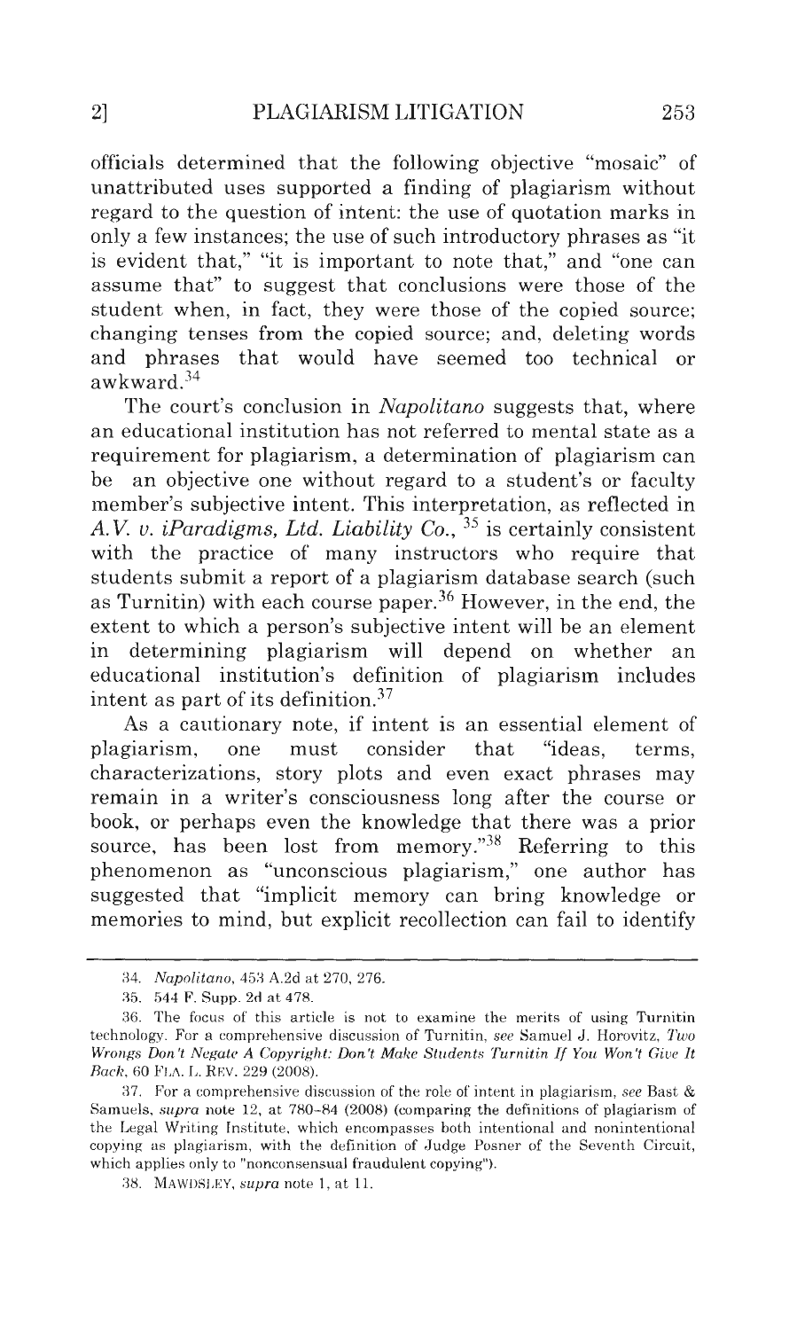officials determined that the following objective "mosaic" of unattributed uses supported a finding of plagiarism without regard to the question of intent: the use of quotation marks in only a few instances; the use of such introductory phrases as "it is evident that," "it is important to note that," and "one can assume that" to suggest that conclusions were those of the student when, in fact, they were those of the copied source; changing tenses from the copied source; and, deleting words and phrases that would have seemed too technical or awkward.[34]

The court's conclusion in *Napolitano* suggests that, where an educational institution has not referred to mental state as a requirement for plagiarism, a determination of plagiarism can be an objective one without regard to a student's or faculty member's subjective intent. This interpretation, as reflected in *A.V. v. iParadigms, Ltd. Liability Co.*, [35] is certainly consistent with the practice of many instructors who require that students submit a report of a plagiarism database search (such as Turnitin) with each course paper.[36] However, in the end, the extent to which a person's subjective intent will be an element in determining plagiarism will depend on whether an educational institution's definition of plagiarism includes intent as part of its definition.[37]

As a cautionary note, if intent is an essential element of plagiarism, one must consider that "ideas, terms, characterizations, story plots and even exact phrases may remain in a writer's consciousness long after the course or book, or perhaps even the knowledge that there was a prior source, has been lost from memory."[38] Referring to this phenomenon as "unconscious plagiarism," one author has suggested that "implicit memory can bring knowledge or memories to mind, but explicit recollection can fail to identify

---

34. *Napolitano*, 453 A.2d at 270, 276.

35. 544 F. Supp. 2d at 478.

36. The focus of this article is not to examine the merits of using Turnitin technology. For a comprehensive discussion of Turnitin, *see* Samuel J. Horovitz, *Two Wrongs Don't Negate A Copyright: Don't Make Students Turnitin If You Won't Give It Back*, 60 FLA. L. REV. 229 (2008).

37. For a comprehensive discussion of the role of intent in plagiarism, *see* Bast & Samuels, *supra* note 12, at 780–84 (2008) (comparing the definitions of plagiarism of the Legal Writing Institute, which encompasses both intentional and nonintentional copying as plagiarism, with the definition of Judge Posner of the Seventh Circuit, which applies only to "nonconsensual fraudulent copying").

38. MAWDSLEY, *supra* note 1, at 11.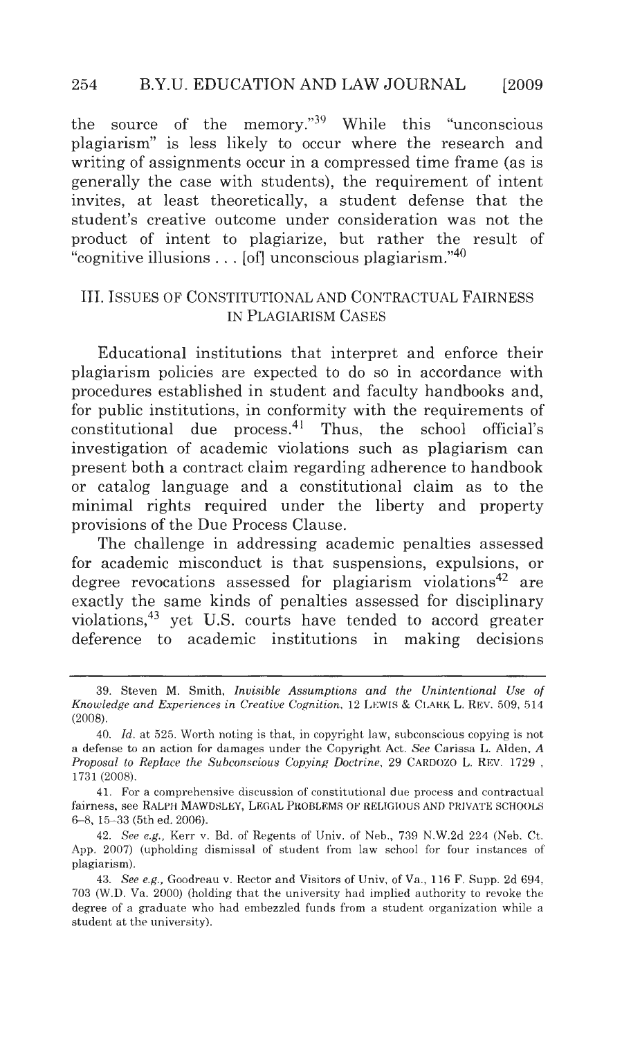the source of the memory."[39] While this "unconscious plagiarism" is less likely to occur where the research and writing of assignments occur in a compressed time frame (as is generally the case with students), the requirement of intent invites, at least theoretically, a student defense that the student's creative outcome under consideration was not the product of intent to plagiarize, but rather the result of "cognitive illusions . . . [of] unconscious plagiarism."[40]

## III. ISSUES OF CONSTITUTIONAL AND CONTRACTUAL FAIRNESS IN PLAGIARISM CASES

Educational institutions that interpret and enforce their plagiarism policies are expected to do so in accordance with procedures established in student and faculty handbooks and, for public institutions, in conformity with the requirements of constitutional due process.[41] Thus, the school official's investigation of academic violations such as plagiarism can present both a contract claim regarding adherence to handbook or catalog language and a constitutional claim as to the minimal rights required under the liberty and property provisions of the Due Process Clause.

The challenge in addressing academic penalties assessed for academic misconduct is that suspensions, expulsions, or degree revocations assessed for plagiarism violations[42] are exactly the same kinds of penalties assessed for disciplinary violations,[43] yet U.S. courts have tended to accord greater deference to academic institutions in making decisions

---

39. Steven M. Smith, *Invisible Assumptions and the Unintentional Use of Knowledge and Experiences in Creative Cognition*, 12 LEWIS & CLARK L. REV. 509, 514 (2008).

40. *Id.* at 525. Worth noting is that, in copyright law, subconscious copying is not a defense to an action for damages under the Copyright Act. *See* Carissa L. Alden, *A Proposal to Replace the Subconscious Copying Doctrine*, 29 CARDOZO L. REV. 1729 , 1731 (2008).

41. For a comprehensive discussion of constitutional due process and contractual fairness, see RALPH MAWDSLEY, LEGAL PROBLEMS OF RELIGIOUS AND PRIVATE SCHOOLS 6–8, 15–33 (5th ed. 2006).

42. *See e.g.*, Kerr v. Bd. of Regents of Univ. of Neb., 739 N.W.2d 224 (Neb. Ct. App. 2007) (upholding dismissal of student from law school for four instances of plagiarism).

43. *See e.g.*, Goodreau v. Rector and Visitors of Univ. of Va., 116 F. Supp. 2d 694, 703 (W.D. Va. 2000) (holding that the university had implied authority to revoke the degree of a graduate who had embezzled funds from a student organization while a student at the university).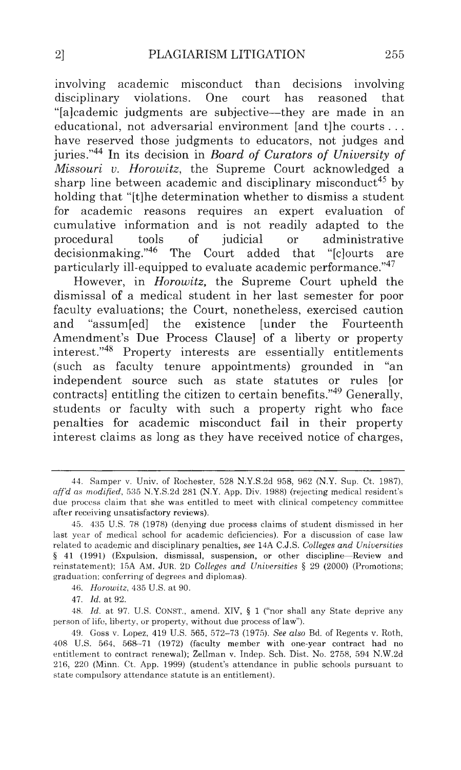involving academic misconduct than decisions involving disciplinary violations. One court has reasoned that "[a]cademic judgments are subjective—they are made in an educational, not adversarial environment [and t]he courts . . . have reserved those judgments to educators, not judges and juries."[44] In its decision in *Board of Curators of University of Missouri v. Horowitz*, the Supreme Court acknowledged a sharp line between academic and disciplinary misconduct[45] by holding that "[t]he determination whether to dismiss a student for academic reasons requires an expert evaluation of cumulative information and is not readily adapted to the procedural tools of judicial or administrative decisionmaking."[46] The Court added that "[c]ourts are particularly ill-equipped to evaluate academic performance."[47]

However, in *Horowitz*, the Supreme Court upheld the dismissal of a medical student in her last semester for poor faculty evaluations; the Court, nonetheless, exercised caution and "assum[ed] the existence [under the Fourteenth Amendment's Due Process Clause] of a liberty or property interest."[48] Property interests are essentially entitlements (such as faculty tenure appointments) grounded in "an independent source such as state statutes or rules [or contracts] entitling the citizen to certain benefits."[49] Generally, students or faculty with such a property right who face penalties for academic misconduct fail in their property interest claims as long as they have received notice of charges,

---

44. Samper v. Univ. of Rochester, 528 N.Y.S.2d 958, 962 (N.Y. Sup. Ct. 1987), *aff'd as modified*, 535 N.Y.S.2d 281 (N.Y. App. Div. 1988) (rejecting medical resident's due process claim that she was entitled to meet with clinical competency committee after receiving unsatisfactory reviews).

45. 435 U.S. 78 (1978) (denying due process claims of student dismissed in her last year of medical school for academic deficiencies). For a discussion of case law related to academic and disciplinary penalties, *see* 14A C.J.S. *Colleges and Universities* § 41 (1991) (Expulsion, dismissal, suspension, or other discipline—Review and reinstatement); 15A AM. JUR. 2D *Colleges and Universities* § 29 (2000) (Promotions; graduation; conferring of degrees and diplomas).

46. *Horowitz*, 435 U.S. at 90.

47. *Id.* at 92.

48. *Id.* at 97. U.S. CONST., amend. XIV, § 1 ("nor shall any State deprive any person of life, liberty, or property, without due process of law").

49. Goss v. Lopez, 419 U.S. 565, 572–73 (1975). *See also* Bd. of Regents v. Roth, 408 U.S. 564, 568–71 (1972) (faculty member with one-year contract had no entitlement to contract renewal); Zellman v. Indep. Sch. Dist. No. 2758, 594 N.W.2d 216, 220 (Minn. Ct. App. 1999) (student's attendance in public schools pursuant to state compulsory attendance statute is an entitlement).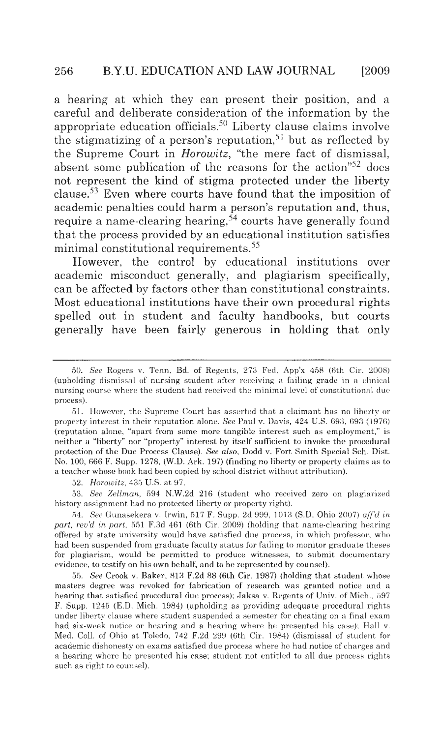a hearing at which they can present their position, and a careful and deliberate consideration of the information by the appropriate education officials.[50] Liberty clause claims involve the stigmatizing of a person's reputation,[51] but as reflected by the Supreme Court in *Horowitz*, "the mere fact of dismissal, absent some publication of the reasons for the action"[52] does not represent the kind of stigma protected under the liberty clause.[53] Even where courts have found that the imposition of academic penalties could harm a person's reputation and, thus, require a name-clearing hearing,[54] courts have generally found that the process provided by an educational institution satisfies minimal constitutional requirements.[55]

However, the control by educational institutions over academic misconduct generally, and plagiarism specifically, can be affected by factors other than constitutional constraints. Most educational institutions have their own procedural rights spelled out in student and faculty handbooks, but courts generally have been fairly generous in holding that only

---

50. *See* Rogers v. Tenn. Bd. of Regents, 273 Fed. App'x 458 (6th Cir. 2008) (upholding dismissal of nursing student after receiving a failing grade in a clinical nursing course where the student had received the minimal level of constitutional due process).

51. However, the Supreme Court has asserted that a claimant has no liberty or property interest in their reputation alone. *See* Paul v. Davis, 424 U.S. 693, 693 (1976) (reputation alone, "apart from some more tangible interest such as employment," is neither a "liberty" nor "property" interest by itself sufficient to invoke the procedural protection of the Due Process Clause). *See also*, Dodd v. Fort Smith Special Sch. Dist. No. 100, 666 F. Supp. 1278, (W.D. Ark. 197) (finding no liberty or property claims as to a teacher whose book had been copied by school district without attribution).

52. *Horowitz*, 435 U.S. at 97.

53. *See Zellman*, 594 N.W.2d 216 (student who received zero on plagiarized history assignment had no protected liberty or property right).

54. *See* Gunasekera v. Irwin, 517 F. Supp. 2d 999, 1013 (S.D. Ohio 2007) *aff'd in part, rev'd in part*, 551 F.3d 461 (6th Cir. 2009) (holding that name-clearing hearing offered by state university would have satisfied due process, in which professor, who had been suspended from graduate faculty status for failing to monitor graduate theses for plagiarism, would be permitted to produce witnesses, to submit documentary evidence, to testify on his own behalf, and to be represented by counsel).

55. *See* Crook v. Baker, 813 F.2d 88 (6th Cir. 1987) (holding that student whose masters degree was revoked for fabrication of research was granted notice and a hearing that satisfied procedural due process); Jaksa v. Regents of Univ. of Mich., 597 F. Supp. 1245 (E.D. Mich. 1984) (upholding as providing adequate procedural rights under liberty clause where student suspended a semester for cheating on a final exam had six-week notice or hearing and a hearing where he presented his case); Hall v. Med. Coll. of Ohio at Toledo, 742 F.2d 299 (6th Cir. 1984) (dismissal of student for academic dishonesty on exams satisfied due process where he had notice of charges and a hearing where he presented his case; student not entitled to all due process rights such as right to counsel).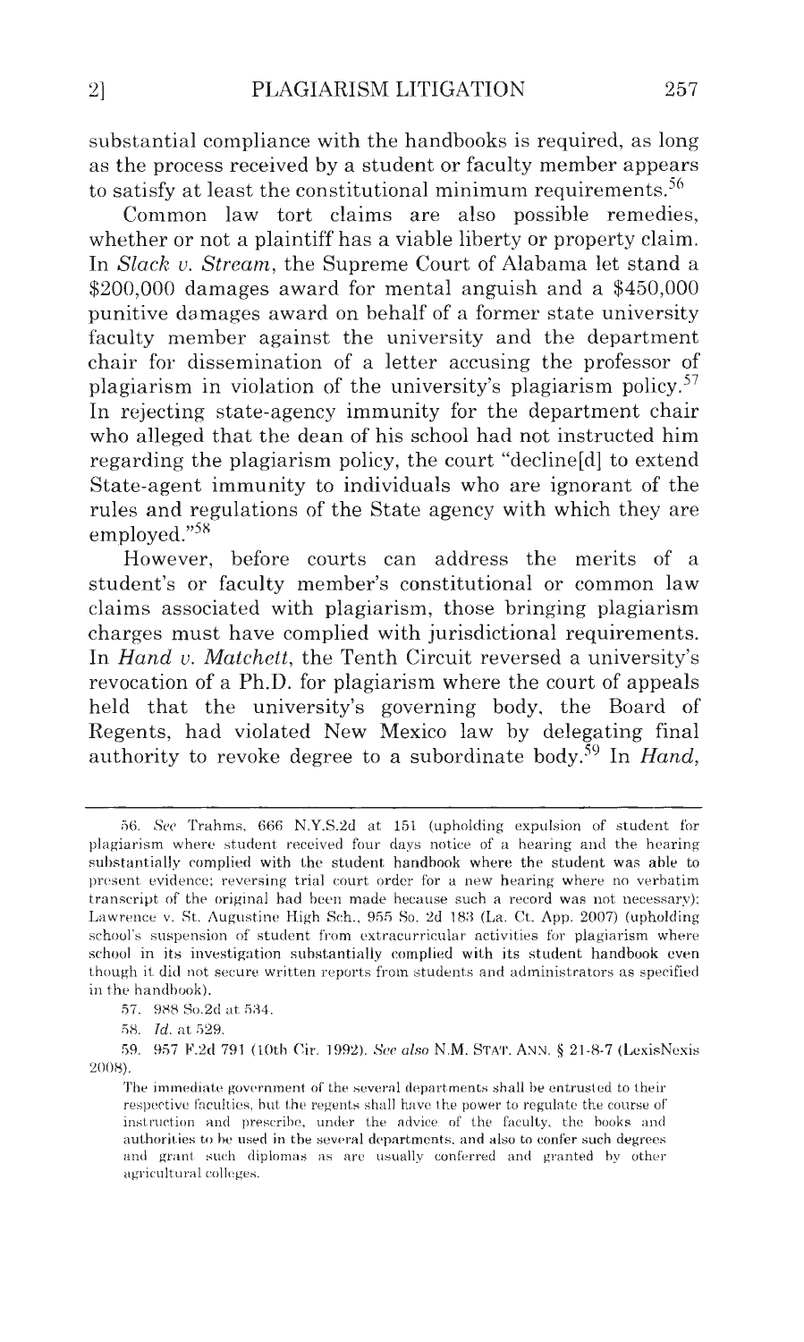substantial compliance with the handbooks is required, as long as the process received by a student or faculty member appears to satisfy at least the constitutional minimum requirements.[56]

Common law tort claims are also possible remedies, whether or not a plaintiff has a viable liberty or property claim. In *Slack v. Stream*, the Supreme Court of Alabama let stand a $200,000 damages award for mental anguish and a $450,000 punitive damages award on behalf of a former state university faculty member against the university and the department chair for dissemination of a letter accusing the professor of plagiarism in violation of the university's plagiarism policy.[57] In rejecting state-agency immunity for the department chair who alleged that the dean of his school had not instructed him regarding the plagiarism policy, the court "decline[d] to extend State-agent immunity to individuals who are ignorant of the rules and regulations of the State agency with which they are employed."[58]

However, before courts can address the merits of a student's or faculty member's constitutional or common law claims associated with plagiarism, those bringing plagiarism charges must have complied with jurisdictional requirements. In *Hand v. Matchett*, the Tenth Circuit reversed a university's revocation of a Ph.D. for plagiarism where the court of appeals held that the university's governing body, the Board of Regents, had violated New Mexico law by delegating final authority to revoke degree to a subordinate body.[59] In *Hand*,

---

56. *See* Trahms, 666 N.Y.S.2d at 151 (upholding expulsion of student for plagiarism where student received four days notice of a hearing and the hearing substantially complied with the student handbook where the student was able to present evidence; reversing trial court order for a new hearing where no verbatim transcript of the original had been made because such a record was not necessary); Lawrence v. St. Augustine High Sch., 955 So. 2d 183 (La. Ct. App. 2007) (upholding school's suspension of student from extracurricular activities for plagiarism where school in its investigation substantially complied with its student handbook even though it did not secure written reports from students and administrators as specified in the handbook).

57. 988 So.2d at 534.

58. *Id.* at 529.

59. 957 F.2d 791 (10th Cir. 1992). *See also* N.M. STAT. ANN. § 21-8-7 (LexisNexis 2008).

> The immediate government of the several departments shall be entrusted to their respective faculties, but the regents shall have the power to regulate the course of instruction and prescribe, under the advice of the faculty, the books and authorities to be used in the several departments, and also to confer such degrees and grant such diplomas as are usually conferred and granted by other agricultural colleges.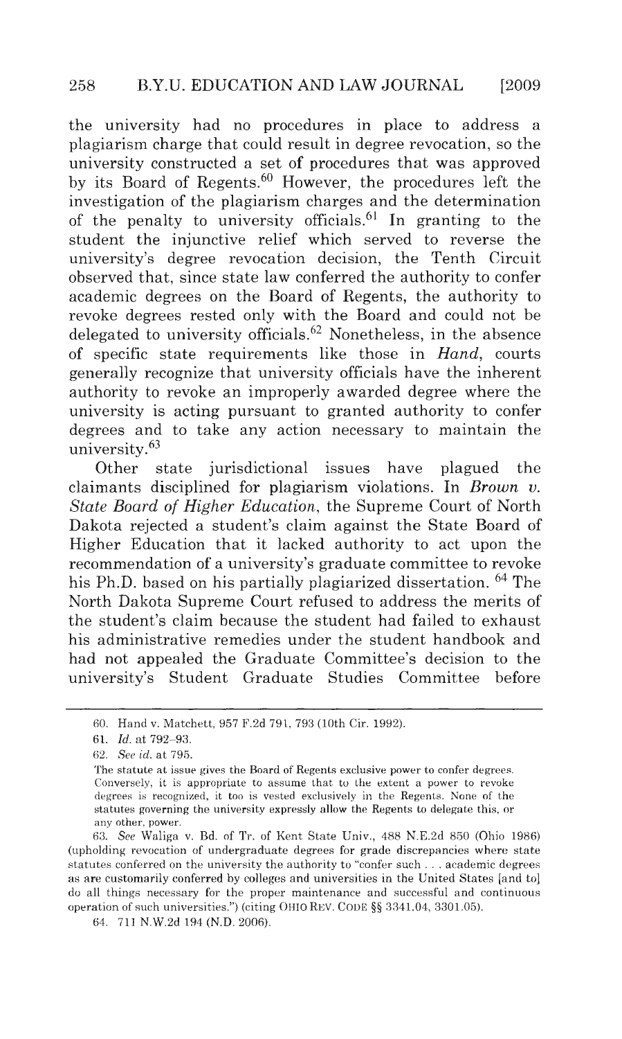the university had no procedures in place to address a plagiarism charge that could result in degree revocation, so the university constructed a set of procedures that was approved by its Board of Regents.[60] However, the procedures left the investigation of the plagiarism charges and the determination of the penalty to university officials.[61] In granting to the student the injunctive relief which served to reverse the university's degree revocation decision, the Tenth Circuit observed that, since state law conferred the authority to confer academic degrees on the Board of Regents, the authority to revoke degrees rested only with the Board and could not be delegated to university officials.[62] Nonetheless, in the absence of specific state requirements like those in *Hand*, courts generally recognize that university officials have the inherent authority to revoke an improperly awarded degree where the university is acting pursuant to granted authority to confer degrees and to take any action necessary to maintain the university.[63]

Other state jurisdictional issues have plagued the claimants disciplined for plagiarism violations. In *Brown v. State Board of Higher Education*, the Supreme Court of North Dakota rejected a student's claim against the State Board of Higher Education that it lacked authority to act upon the recommendation of a university's graduate committee to revoke his Ph.D. based on his partially plagiarized dissertation. [64] The North Dakota Supreme Court refused to address the merits of the student's claim because the student had failed to exhaust his administrative remedies under the student handbook and had not appealed the Graduate Committee's decision to the university's Student Graduate Studies Committee before

---

60. Hand v. Matchett, 957 F.2d 791, 793 (10th Cir. 1992).

61. *Id.* at 792–93.

62. *See id.* at 795.

> The statute at issue gives the Board of Regents exclusive power to confer degrees. Conversely, it is appropriate to assume that to the extent a power to revoke degrees is recognized, it too is vested exclusively in the Regents. None of the statutes governing the university expressly allow the Regents to delegate this, or any other, power.

63. *See* Waliga v. Bd. of Tr. of Kent State Univ., 488 N.E.2d 850 (Ohio 1986) (upholding revocation of undergraduate degrees for grade discrepancies where state statutes conferred on the university the authority to "confer such . . . academic degrees as are customarily conferred by colleges and universities in the United States [and to] do all things necessary for the proper maintenance and successful and continuous operation of such universities.") (citing OHIO REV. CODE §§ 3341.04, 3301.05).

64. 711 N.W.2d 194 (N.D. 2006).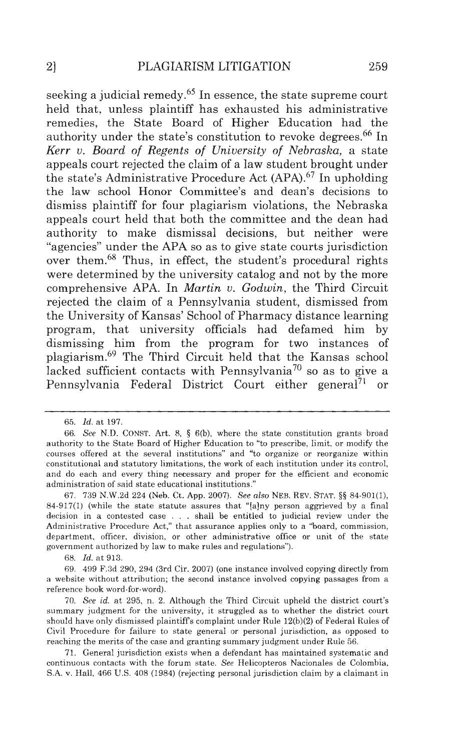seeking a judicial remedy.[65] In essence, the state supreme court held that, unless plaintiff has exhausted his administrative remedies, the State Board of Higher Education had the authority under the state's constitution to revoke degrees.[66] In *Kerr v. Board of Regents of University of Nebraska*, a state appeals court rejected the claim of a law student brought under the state's Administrative Procedure Act (APA).[67] In upholding the law school Honor Committee's and dean's decisions to dismiss plaintiff for four plagiarism violations, the Nebraska appeals court held that both the committee and the dean had authority to make dismissal decisions, but neither were "agencies" under the APA so as to give state courts jurisdiction over them.[68] Thus, in effect, the student's procedural rights were determined by the university catalog and not by the more comprehensive APA. In *Martin v. Godwin*, the Third Circuit rejected the claim of a Pennsylvania student, dismissed from the University of Kansas' School of Pharmacy distance learning program, that university officials had defamed him by dismissing him from the program for two instances of plagiarism.[69] The Third Circuit held that the Kansas school lacked sufficient contacts with Pennsylvania[70] so as to give a Pennsylvania Federal District Court either general[71] or

---

65. *Id.* at 197.

66. *See* N.D. CONST. Art. 8, § 6(b), where the state constitution grants broad authority to the State Board of Higher Education to "to prescribe, limit, or modify the courses offered at the several institutions" and "to organize or reorganize within constitutional and statutory limitations, the work of each institution under its control, and do each and every thing necessary and proper for the efficient and economic administration of said state educational institutions."

67. 739 N.W.2d 224 (Neb. Ct. App. 2007). *See also* NEB. REV. STAT. §§ 84-901(1), 84-917(1) (while the state statute assures that "[a]ny person aggrieved by a final decision in a contested case . . . shall be entitled to judicial review under the Administrative Procedure Act," that assurance applies only to a "board, commission, department, officer, division, or other administrative office or unit of the state government authorized by law to make rules and regulations").

68. *Id.* at 913.

69. 499 F.3d 290, 294 (3rd Cir. 2007) (one instance involved copying directly from a website without attribution; the second instance involved copying passages from a reference book word-for-word).

70. *See id.* at 295, n. 2. Although the Third Circuit upheld the district court's summary judgment for the university, it struggled as to whether the district court should have only dismissed plaintiff's complaint under Rule 12(b)(2) of Federal Rules of Civil Procedure for failure to state general or personal jurisdiction, as opposed to reaching the merits of the case and granting summary judgment under Rule 56.

71. General jurisdiction exists when a defendant has maintained systematic and continuous contacts with the forum state. *See* Helicopteros Nacionales de Colombia, S.A. v. Hall, 466 U.S. 408 (1984) (rejecting personal jurisdiction claim by a claimant in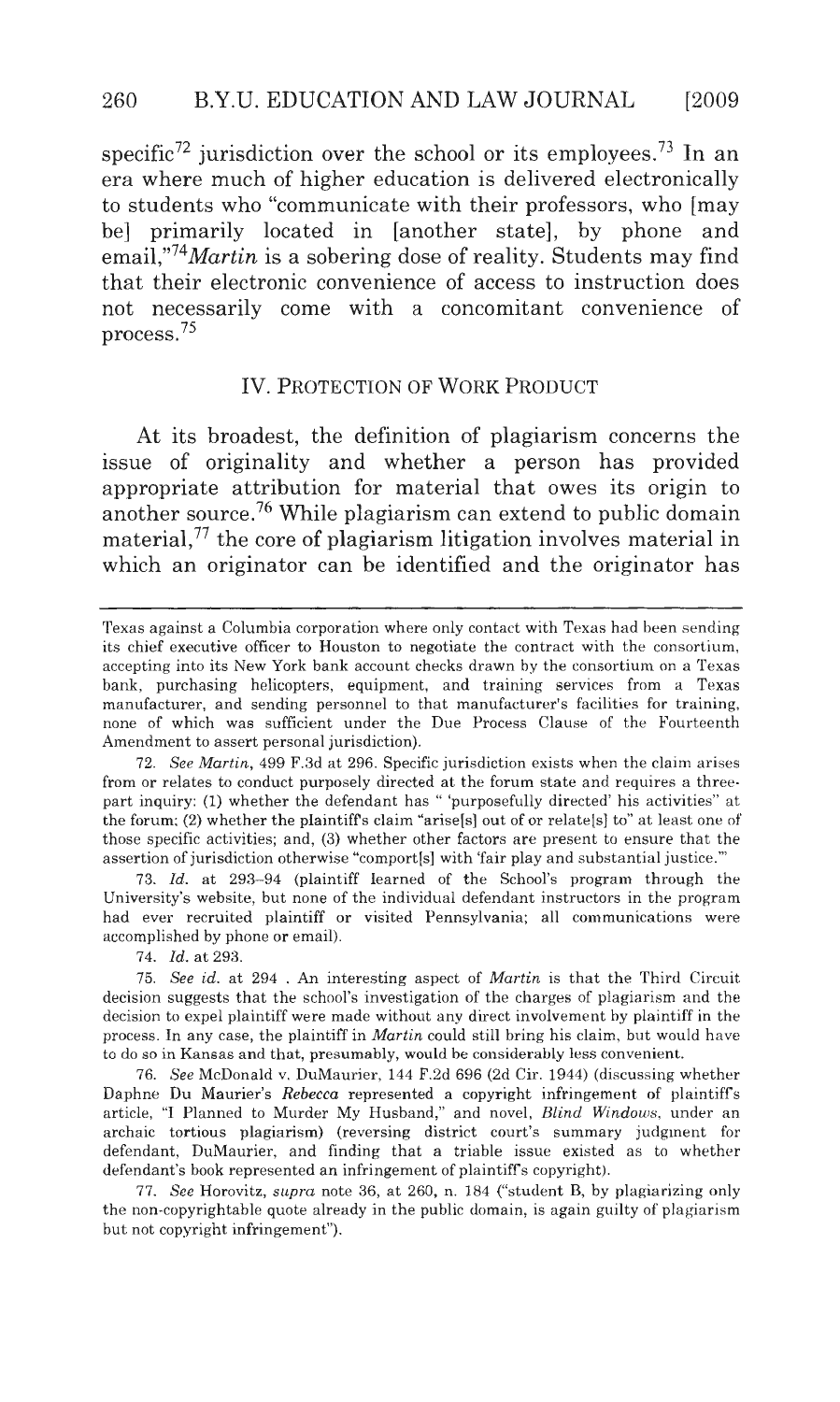specific[72] jurisdiction over the school or its employees.[73] In an era where much of higher education is delivered electronically to students who "communicate with their professors, who [may be] primarily located in [another state], by phone and email,"[74] *Martin* is a sobering dose of reality. Students may find that their electronic convenience of access to instruction does not necessarily come with a concomitant convenience of process.[75]

## IV. PROTECTION OF WORK PRODUCT

At its broadest, the definition of plagiarism concerns the issue of originality and whether a person has provided appropriate attribution for material that owes its origin to another source.[76] While plagiarism can extend to public domain material,[77] the core of plagiarism litigation involves material in which an originator can be identified and the originator has

---

Texas against a Columbia corporation where only contact with Texas had been sending its chief executive officer to Houston to negotiate the contract with the consortium, accepting into its New York bank account checks drawn by the consortium on a Texas bank, purchasing helicopters, equipment, and training services from a Texas manufacturer, and sending personnel to that manufacturer's facilities for training, none of which was sufficient under the Due Process Clause of the Fourteenth Amendment to assert personal jurisdiction).

72. *See Martin*, 499 F.3d at 296. Specific jurisdiction exists when the claim arises from or relates to conduct purposely directed at the forum state and requires a three-part inquiry: (1) whether the defendant has " 'purposefully directed' his activities" at the forum; (2) whether the plaintiff's claim "arise[s] out of or relate[s] to" at least one of those specific activities; and, (3) whether other factors are present to ensure that the assertion of jurisdiction otherwise "comport[s] with 'fair play and substantial justice.'"

73. *Id.* at 293–94 (plaintiff learned of the School's program through the University's website, but none of the individual defendant instructors in the program had ever recruited plaintiff or visited Pennsylvania; all communications were accomplished by phone or email).

74. *Id.* at 293.

75. *See id.* at 294 . An interesting aspect of *Martin* is that the Third Circuit decision suggests that the school's investigation of the charges of plagiarism and the decision to expel plaintiff were made without any direct involvement by plaintiff in the process. In any case, the plaintiff in *Martin* could still bring his claim, but would have to do so in Kansas and that, presumably, would be considerably less convenient.

76. *See* McDonald v. DuMaurier, 144 F.2d 696 (2d Cir. 1944) (discussing whether Daphne Du Maurier's *Rebecca* represented a copyright infringement of plaintiff's article, "I Planned to Murder My Husband," and novel, *Blind Windows*, under an archaic tortious plagiarism) (reversing district court's summary judgment for defendant, DuMaurier, and finding that a triable issue existed as to whether defendant's book represented an infringement of plaintiff's copyright).

77. *See* Horovitz, *supra* note 36, at 260, n. 184 ("student B, by plagiarizing only the non-copyrightable quote already in the public domain, is again guilty of plagiarism but not copyright infringement").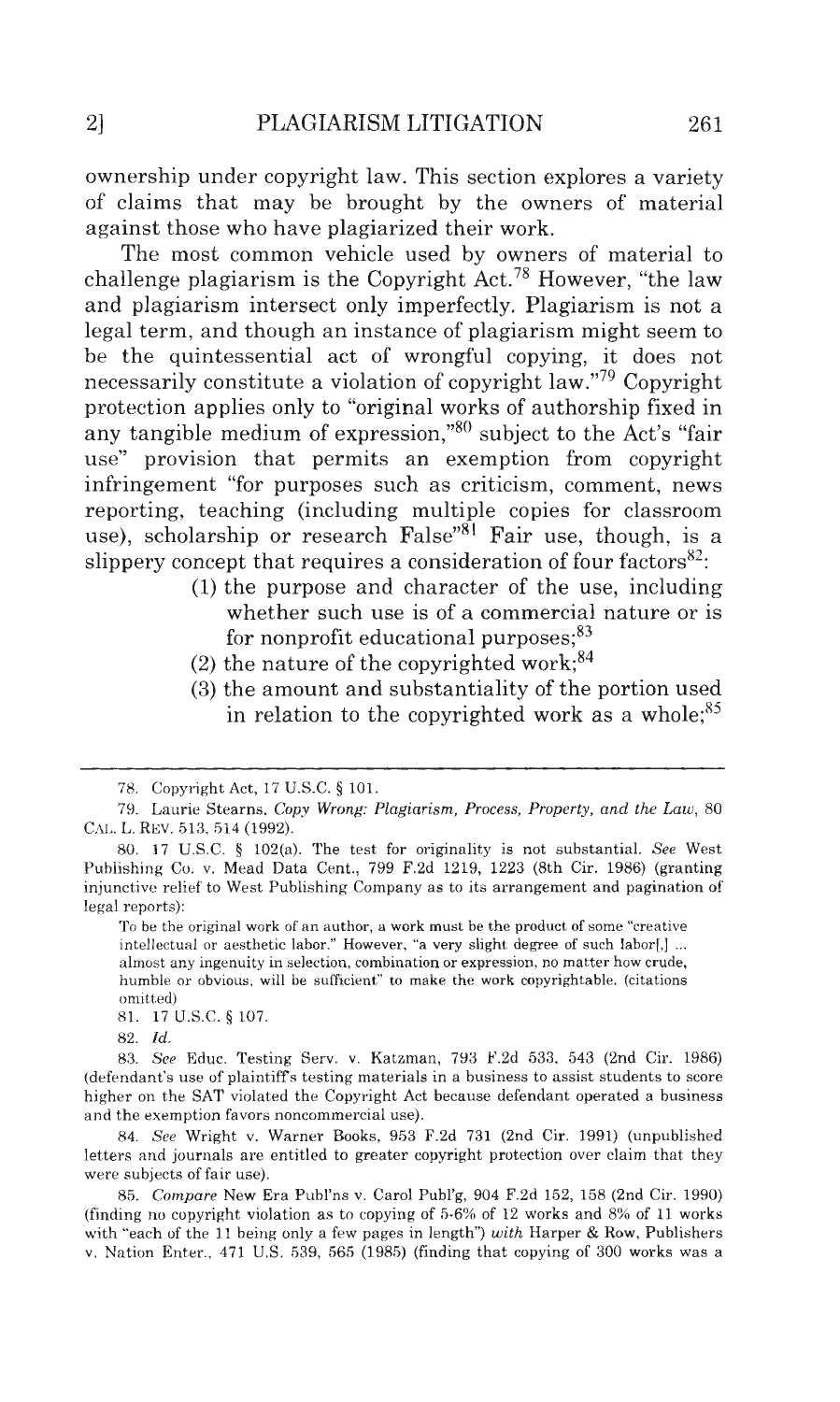ownership under copyright law. This section explores a variety of claims that may be brought by the owners of material against those who have plagiarized their work.

The most common vehicle used by owners of material to challenge plagiarism is the Copyright Act.[78] However, "the law and plagiarism intersect only imperfectly. Plagiarism is not a legal term, and though an instance of plagiarism might seem to be the quintessential act of wrongful copying, it does not necessarily constitute a violation of copyright law."[79] Copyright protection applies only to "original works of authorship fixed in any tangible medium of expression,"[80] subject to the Act's "fair use" provision that permits an exemption from copyright infringement "for purposes such as criticism, comment, news reporting, teaching (including multiple copies for classroom use), scholarship or research False"[81] Fair use, though, is a slippery concept that requires a consideration of four factors[82]:

> (1) the purpose and character of the use, including whether such use is of a commercial nature or is for nonprofit educational purposes;[83]
>
> (2) the nature of the copyrighted work;[84]
>
> (3) the amount and substantiality of the portion used in relation to the copyrighted work as a whole;[85]

---

78. Copyright Act, 17 U.S.C. § 101.

79. Laurie Stearns, *Copy Wrong: Plagiarism, Process, Property, and the Law*, 80 CAL. L. REV. 513, 514 (1992).

80. 17 U.S.C. § 102(a). The test for originality is not substantial. *See* West Publishing Co. v. Mead Data Cent., 799 F.2d 1219, 1223 (8th Cir. 1986) (granting injunctive relief to West Publishing Company as to its arrangement and pagination of legal reports):

> To be the original work of an author, a work must be the product of some "creative intellectual or aesthetic labor." However, "a very slight degree of such labor[,] ... almost any ingenuity in selection, combination or expression, no matter how crude, humble or obvious, will be sufficient" to make the work copyrightable. (citations omitted)

81. 17 U.S.C. § 107.

82. *Id.*

83. *See* Educ. Testing Serv. v. Katzman, 793 F.2d 533, 543 (2nd Cir. 1986) (defendant's use of plaintiff's testing materials in a business to assist students to score higher on the SAT violated the Copyright Act because defendant operated a business and the exemption favors noncommercial use).

84. *See* Wright v. Warner Books, 953 F.2d 731 (2nd Cir. 1991) (unpublished letters and journals are entitled to greater copyright protection over claim that they were subjects of fair use).

85. *Compare* New Era Publ'ns v. Carol Publ'g, 904 F.2d 152, 158 (2nd Cir. 1990) (finding no copyright violation as to copying of 5-6% of 12 works and 8% of 11 works with "each of the 11 being only a few pages in length") *with* Harper & Row, Publishers v. Nation Enter., 471 U.S. 539, 565 (1985) (finding that copying of 300 works was a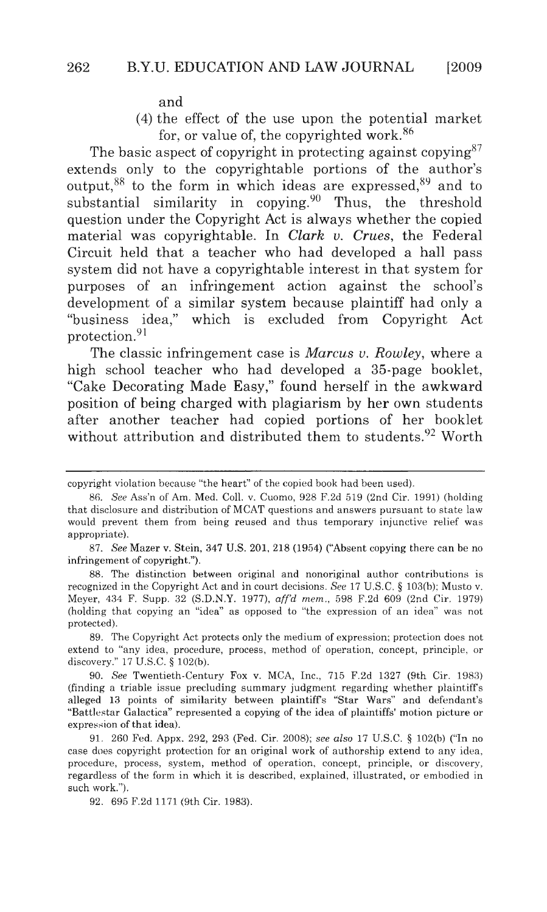and

(4) the effect of the use upon the potential market for, or value of, the copyrighted work.[86]

The basic aspect of copyright in protecting against copying[87] extends only to the copyrightable portions of the author's output,[88] to the form in which ideas are expressed,[89] and to substantial similarity in copying.[90] Thus, the threshold question under the Copyright Act is always whether the copied material was copyrightable. In *Clark v. Crues*, the Federal Circuit held that a teacher who had developed a hall pass system did not have a copyrightable interest in that system for purposes of an infringement action against the school's development of a similar system because plaintiff had only a "business idea," which is excluded from Copyright Act protection.[91]

The classic infringement case is *Marcus v. Rowley*, where a high school teacher who had developed a 35-page booklet, "Cake Decorating Made Easy," found herself in the awkward position of being charged with plagiarism by her own students after another teacher had copied portions of her booklet without attribution and distributed them to students.[92] Worth

---

copyright violation because "the heart" of the copied book had been used).

86. *See* Ass'n of Am. Med. Coll. v. Cuomo, 928 F.2d 519 (2nd Cir. 1991) (holding that disclosure and distribution of MCAT questions and answers pursuant to state law would prevent them from being reused and thus temporary injunctive relief was appropriate).

87. *See* Mazer v. Stein, 347 U.S. 201, 218 (1954) ("Absent copying there can be no infringement of copyright.").

88. The distinction between original and nonoriginal author contributions is recognized in the Copyright Act and in court decisions. *See* 17 U.S.C. § 103(b); Musto v. Meyer, 434 F. Supp. 32 (S.D.N.Y. 1977), *aff'd mem.*, 598 F.2d 609 (2nd Cir. 1979) (holding that copying an "idea" as opposed to "the expression of an idea" was not protected).

89. The Copyright Act protects only the medium of expression; protection does not extend to "any idea, procedure, process, method of operation, concept, principle, or discovery." 17 U.S.C. § 102(b).

90. *See* Twentieth-Century Fox v. MCA, Inc., 715 F.2d 1327 (9th Cir. 1983) (finding a triable issue precluding summary judgment regarding whether plaintiff's alleged 13 points of similarity between plaintiff's "Star Wars" and defendant's "Battlestar Galactica" represented a copying of the idea of plaintiffs' motion picture or expression of that idea).

91. 260 Fed. Appx. 292, 293 (Fed. Cir. 2008); *see also* 17 U.S.C. § 102(b) ("In no case does copyright protection for an original work of authorship extend to any idea, procedure, process, system, method of operation, concept, principle, or discovery, regardless of the form in which it is described, explained, illustrated, or embodied in such work.").

92. 695 F.2d 1171 (9th Cir. 1983).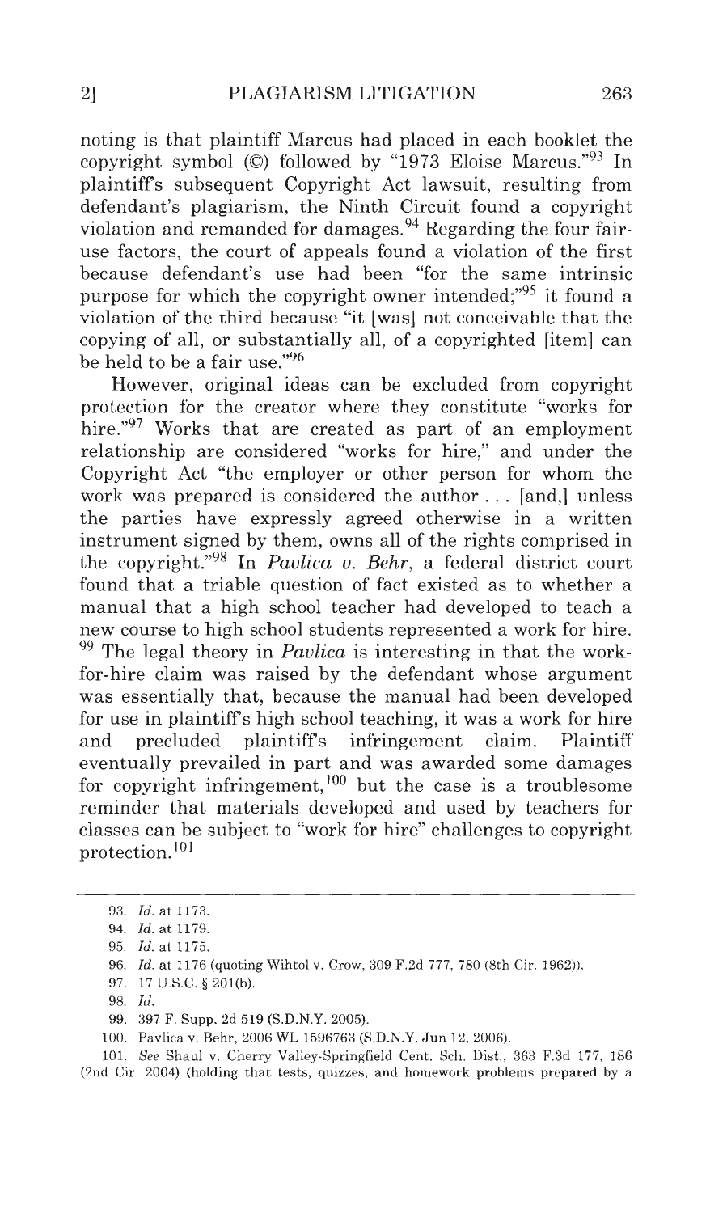noting is that plaintiff Marcus had placed in each booklet the copyright symbol (©) followed by "1973 Eloise Marcus."[93] In plaintiff's subsequent Copyright Act lawsuit, resulting from defendant's plagiarism, the Ninth Circuit found a copyright violation and remanded for damages.[94] Regarding the four fair-use factors, the court of appeals found a violation of the first because defendant's use had been "for the same intrinsic purpose for which the copyright owner intended;"[95] it found a violation of the third because "it [was] not conceivable that the copying of all, or substantially all, of a copyrighted [item] can be held to be a fair use."[96]

However, original ideas can be excluded from copyright protection for the creator where they constitute "works for hire."[97] Works that are created as part of an employment relationship are considered "works for hire," and under the Copyright Act "the employer or other person for whom the work was prepared is considered the author . . . [and,] unless the parties have expressly agreed otherwise in a written instrument signed by them, owns all of the rights comprised in the copyright."[98] In *Pavlica v. Behr*, a federal district court found that a triable question of fact existed as to whether a manual that a high school teacher had developed to teach a new course to high school students represented a work for hire.[99] The legal theory in *Pavlica* is interesting in that the work-for-hire claim was raised by the defendant whose argument was essentially that, because the manual had been developed for use in plaintiff's high school teaching, it was a work for hire and precluded plaintiff's infringement claim. Plaintiff eventually prevailed in part and was awarded some damages for copyright infringement,[100] but the case is a troublesome reminder that materials developed and used by teachers for classes can be subject to "work for hire" challenges to copyright protection.[101]

---

93. *Id.* at 1173.

94. *Id.* at 1179.

95. *Id.* at 1175.

96. *Id.* at 1176 (quoting Wihtol v. Crow, 309 F.2d 777, 780 (8th Cir. 1962)).

97. 17 U.S.C. § 201(b).

98. *Id.*

99. 397 F. Supp. 2d 519 (S.D.N.Y. 2005).

100. Pavlica v. Behr, 2006 WL 1596763 (S.D.N.Y. Jun 12, 2006).

101. *See* Shaul v. Cherry Valley-Springfield Cent. Sch. Dist., 363 F.3d 177, 186 (2nd Cir. 2004) (holding that tests, quizzes, and homework problems prepared by a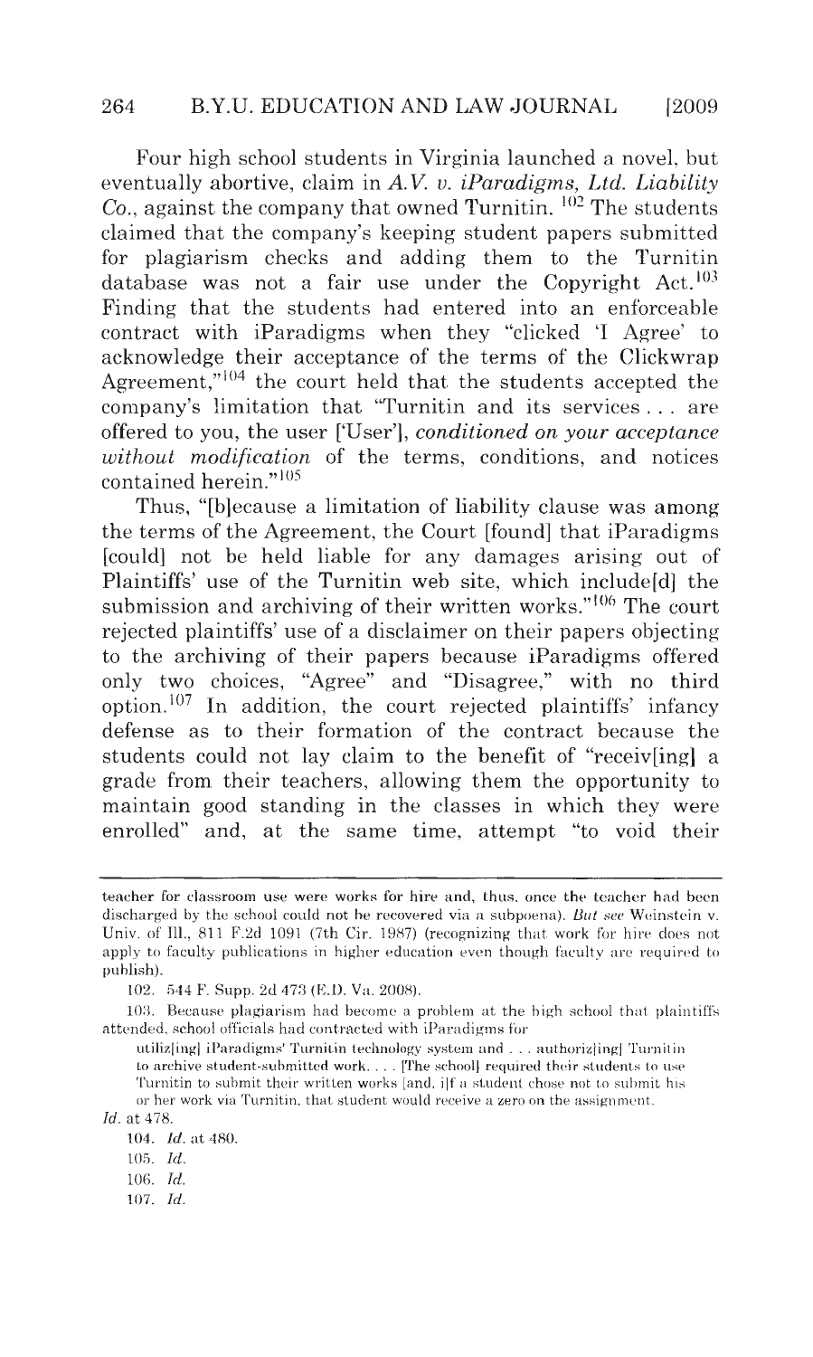Four high school students in Virginia launched a novel, but eventually abortive, claim in *A.V. v. iParadigms, Ltd. Liability Co.*, against the company that owned Turnitin. [102] The students claimed that the company's keeping student papers submitted for plagiarism checks and adding them to the Turnitin database was not a fair use under the Copyright Act.[103] Finding that the students had entered into an enforceable contract with iParadigms when they "clicked 'I Agree' to acknowledge their acceptance of the terms of the Clickwrap Agreement,"[104] the court held that the students accepted the company's limitation that "Turnitin and its services . . . are offered to you, the user ['User'], *conditioned on your acceptance without modification* of the terms, conditions, and notices contained herein."[105]

Thus, "[b]ecause a limitation of liability clause was among the terms of the Agreement, the Court [found] that iParadigms [could] not be held liable for any damages arising out of Plaintiffs' use of the Turnitin web site, which include[d] the submission and archiving of their written works."[106] The court rejected plaintiffs' use of a disclaimer on their papers objecting to the archiving of their papers because iParadigms offered only two choices, "Agree" and "Disagree," with no third option.[107] In addition, the court rejected plaintiffs' infancy defense as to their formation of the contract because the students could not lay claim to the benefit of "receiv[ing] a grade from their teachers, allowing them the opportunity to maintain good standing in the classes in which they were enrolled" and, at the same time, attempt "to void their

---

teacher for classroom use were works for hire and, thus, once the teacher had been discharged by the school could not be recovered via a subpoena). *But see* Weinstein v. Univ. of Ill., 811 F.2d 1091 (7th Cir. 1987) (recognizing that work for hire does not apply to faculty publications in higher education even though faculty are required to publish).

102. 544 F. Supp. 2d 473 (E.D. Va. 2008).

103. Because plagiarism had become a problem at the high school that plaintiffs attended, school officials had contracted with iParadigms for

> utiliz[ing] iParadigms' Turnitin technology system and . . . authoriz[ing] Turnitin to archive student-submitted work. . . . [The school] required their students to use Turnitin to submit their written works [and, i]f a student chose not to submit his or her work via Turnitin, that student would receive a zero on the assignment.

*Id.* at 478.

104. *Id.* at 480.

105. *Id.*

106. *Id.*

107. *Id.*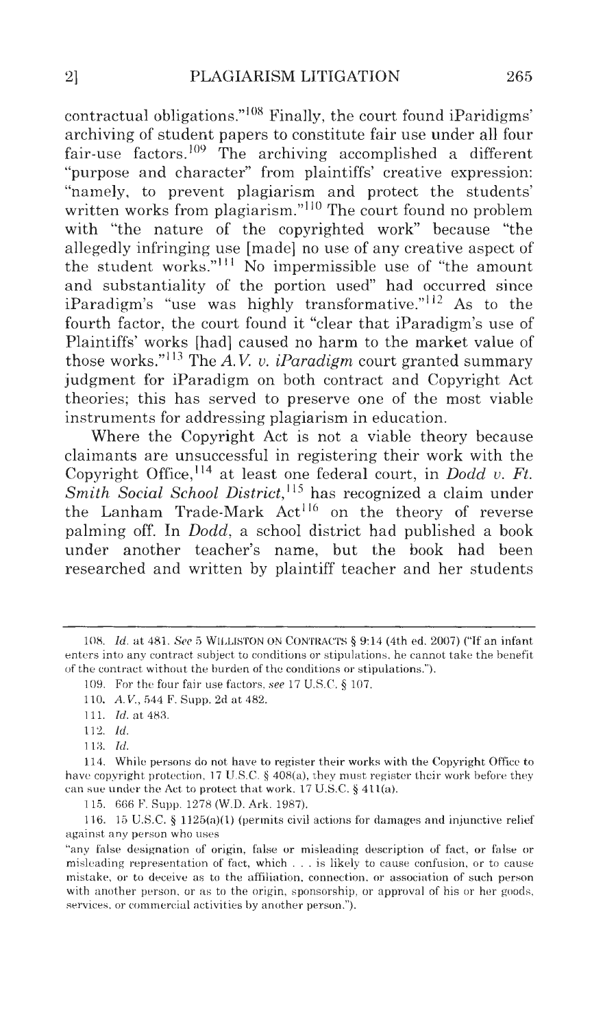contractual obligations."[108] Finally, the court found iParidigms' archiving of student papers to constitute fair use under all four fair-use factors.[109] The archiving accomplished a different "purpose and character" from plaintiffs' creative expression: "namely, to prevent plagiarism and protect the students' written works from plagiarism."[110] The court found no problem with "the nature of the copyrighted work" because "the allegedly infringing use [made] no use of any creative aspect of the student works."[111] No impermissible use of "the amount and substantiality of the portion used" had occurred since iParadigm's "use was highly transformative."[112] As to the fourth factor, the court found it "clear that iParadigm's use of Plaintiffs' works [had] caused no harm to the market value of those works."[113] The *A.V. v. iParadigm* court granted summary judgment for iParadigm on both contract and Copyright Act theories; this has served to preserve one of the most viable instruments for addressing plagiarism in education.

Where the Copyright Act is not a viable theory because claimants are unsuccessful in registering their work with the Copyright Office,[114] at least one federal court, in *Dodd v. Ft. Smith Social School District*,[115] has recognized a claim under the Lanham Trade-Mark Act[116] on the theory of reverse palming off. In *Dodd*, a school district had published a book under another teacher's name, but the book had been researched and written by plaintiff teacher and her students

---

108. *Id.* at 481. *See* 5 WILLISTON ON CONTRACTS § 9:14 (4th ed. 2007) ("If an infant enters into any contract subject to conditions or stipulations, he cannot take the benefit of the contract without the burden of the conditions or stipulations.").

109. For the four fair use factors, *see* 17 U.S.C. § 107.

110. *A.V.*, 544 F. Supp. 2d at 482.

111. *Id.* at 483.

112. *Id.*

113. *Id.*

114. While persons do not have to register their works with the Copyright Office to have copyright protection, 17 U.S.C. § 408(a), they must register their work before they can sue under the Act to protect that work. 17 U.S.C. § 411(a).

115. 666 F. Supp. 1278 (W.D. Ark. 1987).

116. 15 U.S.C. § 1125(a)(1) (permits civil actions for damages and injunctive relief against any person who uses

"any false designation of origin, false or misleading description of fact, or false or misleading representation of fact, which . . . is likely to cause confusion, or to cause mistake, or to deceive as to the affiliation, connection, or association of such person with another person, or as to the origin, sponsorship, or approval of his or her goods, services, or commercial activities by another person.").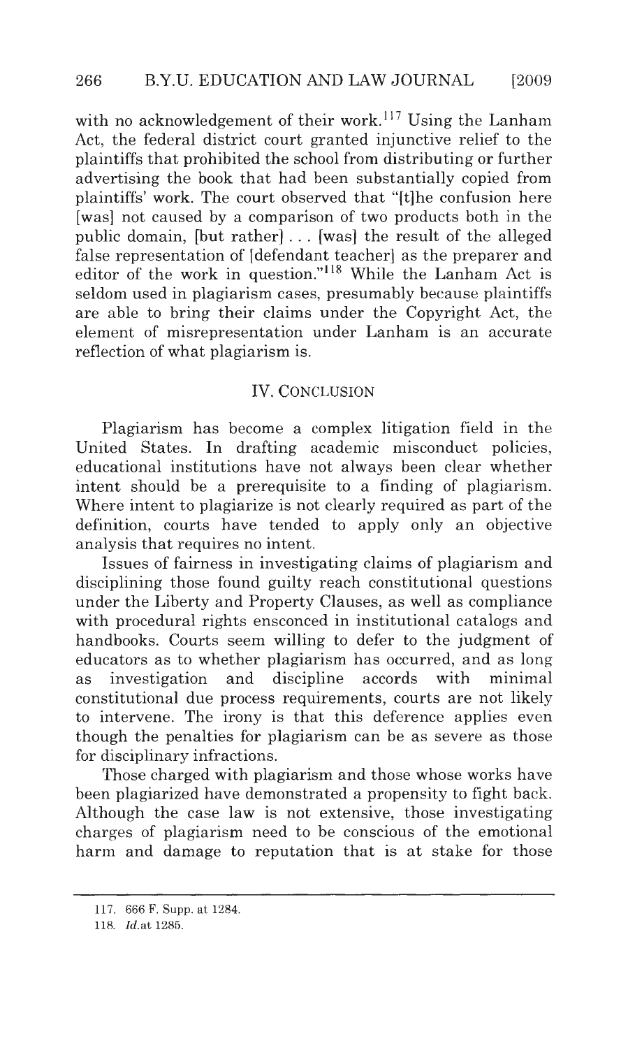with no acknowledgement of their work.[117] Using the Lanham Act, the federal district court granted injunctive relief to the plaintiffs that prohibited the school from distributing or further advertising the book that had been substantially copied from plaintiffs' work. The court observed that "[t]he confusion here [was] not caused by a comparison of two products both in the public domain, [but rather] . . . [was] the result of the alleged false representation of [defendant teacher] as the preparer and editor of the work in question."[118] While the Lanham Act is seldom used in plagiarism cases, presumably because plaintiffs are able to bring their claims under the Copyright Act, the element of misrepresentation under Lanham is an accurate reflection of what plagiarism is.

## IV. CONCLUSION

Plagiarism has become a complex litigation field in the United States. In drafting academic misconduct policies, educational institutions have not always been clear whether intent should be a prerequisite to a finding of plagiarism. Where intent to plagiarize is not clearly required as part of the definition, courts have tended to apply only an objective analysis that requires no intent.

Issues of fairness in investigating claims of plagiarism and disciplining those found guilty reach constitutional questions under the Liberty and Property Clauses, as well as compliance with procedural rights ensconced in institutional catalogs and handbooks. Courts seem willing to defer to the judgment of educators as to whether plagiarism has occurred, and as long as investigation and discipline accords with minimal constitutional due process requirements, courts are not likely to intervene. The irony is that this deference applies even though the penalties for plagiarism can be as severe as those for disciplinary infractions.

Those charged with plagiarism and those whose works have been plagiarized have demonstrated a propensity to fight back. Although the case law is not extensive, those investigating charges of plagiarism need to be conscious of the emotional harm and damage to reputation that is at stake for those

---

117. 666 F. Supp. at 1284.

118. *Id.*at 1285.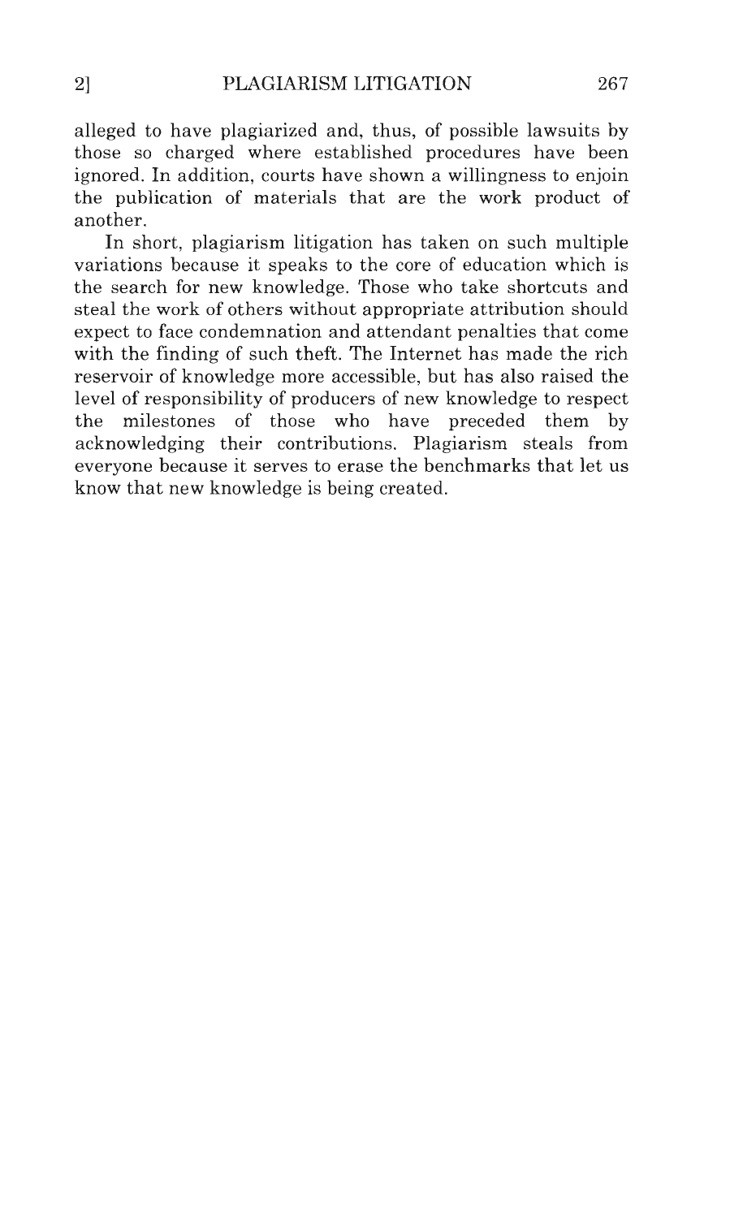alleged to have plagiarized and, thus, of possible lawsuits by those so charged where established procedures have been ignored. In addition, courts have shown a willingness to enjoin the publication of materials that are the work product of another.

In short, plagiarism litigation has taken on such multiple variations because it speaks to the core of education which is the search for new knowledge. Those who take shortcuts and steal the work of others without appropriate attribution should expect to face condemnation and attendant penalties that come with the finding of such theft. The Internet has made the rich reservoir of knowledge more accessible, but has also raised the level of responsibility of producers of new knowledge to respect the milestones of those who have preceded them by acknowledging their contributions. Plagiarism steals from everyone because it serves to erase the benchmarks that let us know that new knowledge is being created.